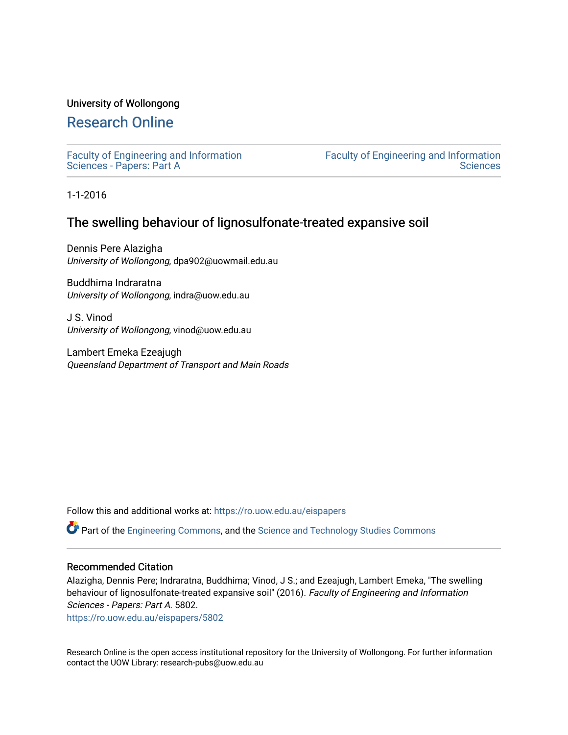University of Wollongong

# Research Online

Faculty of Engineering and Information Sciences - Papers: Part A

Faculty of Engineering and Information Sciences

1-1-2016

## The swelling behaviour of lignosulfonate-treated expansive soil

Dennis Pere Alazigha
*University of Wollongong*, dpa902@uowmail.edu.au

Buddhima Indraratna
*University of Wollongong*, indra@uow.edu.au

J S. Vinod
*University of Wollongong*, vinod@uow.edu.au

Lambert Emeka Ezeajugh
*Queensland Department of Transport and Main Roads*

Follow this and additional works at: https://ro.uow.edu.au/eispapers

Part of the Engineering Commons, and the Science and Technology Studies Commons

### Recommended Citation

Alazigha, Dennis Pere; Indraratna, Buddhima; Vinod, J S.; and Ezeajugh, Lambert Emeka, "The swelling behaviour of lignosulfonate-treated expansive soil" (2016). *Faculty of Engineering and Information Sciences - Papers: Part A*. 5802.
https://ro.uow.edu.au/eispapers/5802

Research Online is the open access institutional repository for the University of Wollongong. For further information contact the UOW Library: research-pubs@uow.edu.au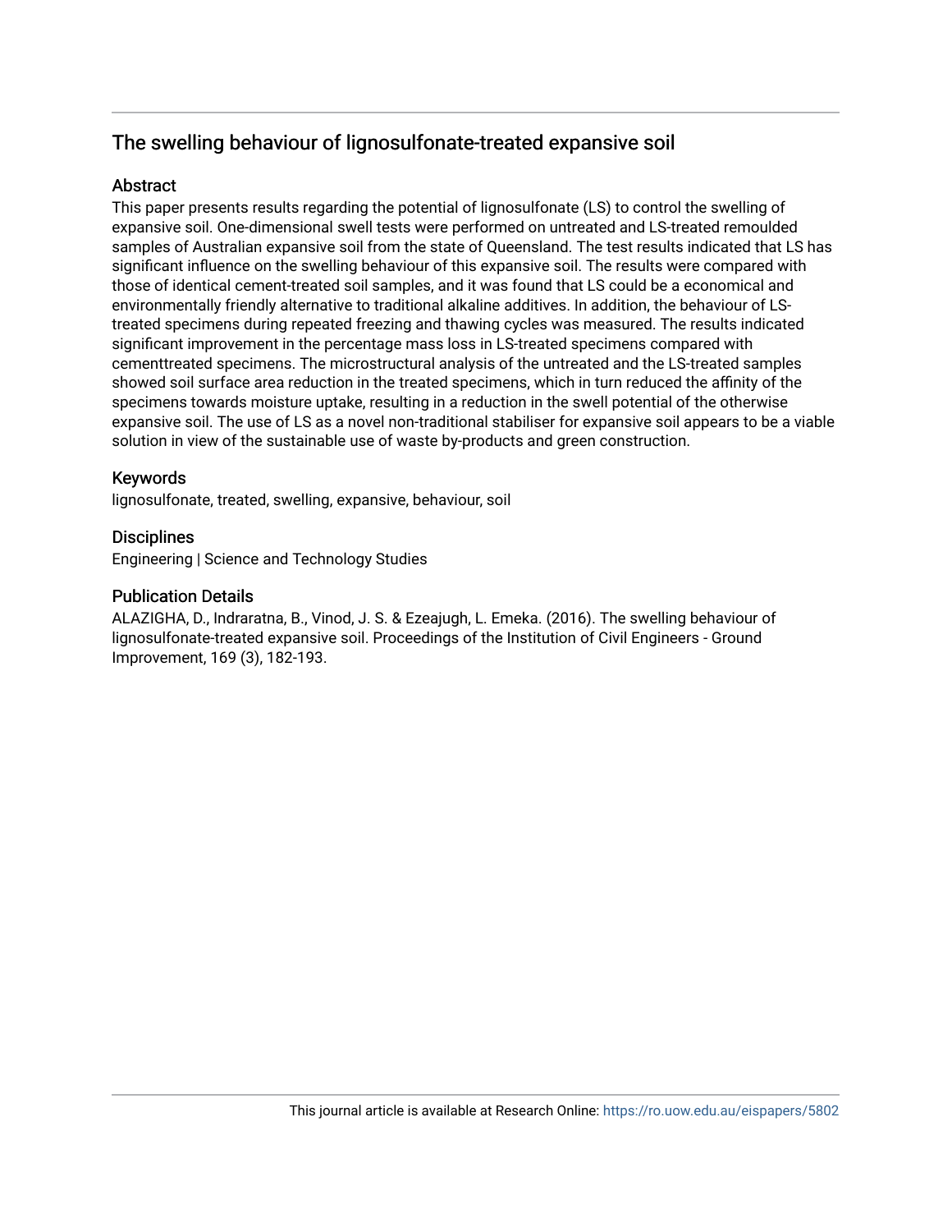## The swelling behaviour of lignosulfonate-treated expansive soil

### Abstract

This paper presents results regarding the potential of lignosulfonate (LS) to control the swelling of expansive soil. One-dimensional swell tests were performed on untreated and LS-treated remoulded samples of Australian expansive soil from the state of Queensland. The test results indicated that LS has significant influence on the swelling behaviour of this expansive soil. The results were compared with those of identical cement-treated soil samples, and it was found that LS could be a economical and environmentally friendly alternative to traditional alkaline additives. In addition, the behaviour of LS-treated specimens during repeated freezing and thawing cycles was measured. The results indicated significant improvement in the percentage mass loss in LS-treated specimens compared with cementtreated specimens. The microstructural analysis of the untreated and the LS-treated samples showed soil surface area reduction in the treated specimens, which in turn reduced the affinity of the specimens towards moisture uptake, resulting in a reduction in the swell potential of the otherwise expansive soil. The use of LS as a novel non-traditional stabiliser for expansive soil appears to be a viable solution in view of the sustainable use of waste by-products and green construction.

### Keywords

lignosulfonate, treated, swelling, expansive, behaviour, soil

### Disciplines

Engineering | Science and Technology Studies

### Publication Details

ALAZIGHA, D., Indraratna, B., Vinod, J. S. & Ezeajugh, L. Emeka. (2016). The swelling behaviour of lignosulfonate-treated expansive soil. Proceedings of the Institution of Civil Engineers - Ground Improvement, 169 (3), 182-193.

This journal article is available at Research Online: https://ro.uow.edu.au/eispapers/5802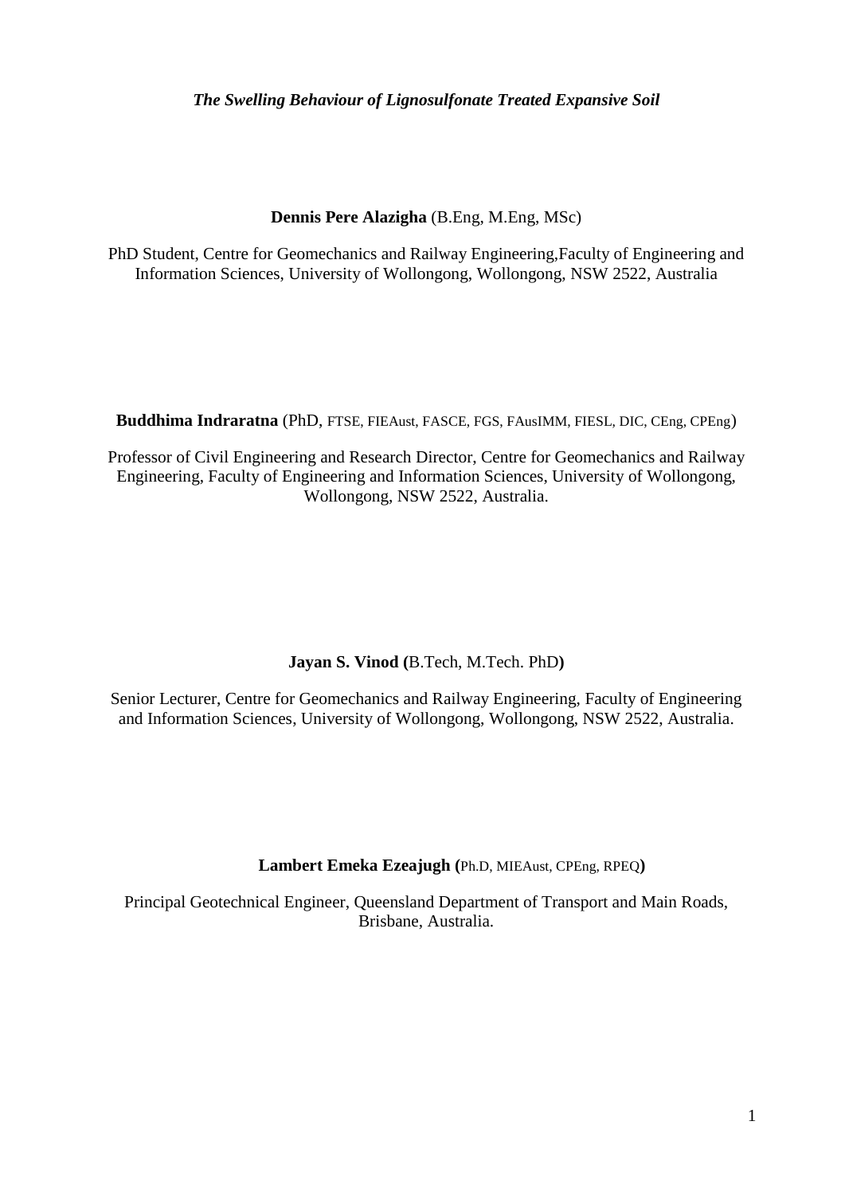*The Swelling Behaviour of Lignosulfonate Treated Expansive Soil*

**Dennis Pere Alazigha** (B.Eng, M.Eng, MSc)

PhD Student, Centre for Geomechanics and Railway Engineering,Faculty of Engineering and Information Sciences, University of Wollongong, Wollongong, NSW 2522, Australia

**Buddhima Indraratna** (PhD, FTSE, FIEAust, FASCE, FGS, FAusIMM, FIESL, DIC, CEng, CPEng)

Professor of Civil Engineering and Research Director, Centre for Geomechanics and Railway Engineering, Faculty of Engineering and Information Sciences, University of Wollongong, Wollongong, NSW 2522, Australia.

**Jayan S. Vinod (**B.Tech, M.Tech. PhD**)**

Senior Lecturer, Centre for Geomechanics and Railway Engineering, Faculty of Engineering and Information Sciences, University of Wollongong, Wollongong, NSW 2522, Australia.

**Lambert Emeka Ezeajugh (**Ph.D, MIEAust, CPEng, RPEQ**)**

Principal Geotechnical Engineer, Queensland Department of Transport and Main Roads, Brisbane, Australia.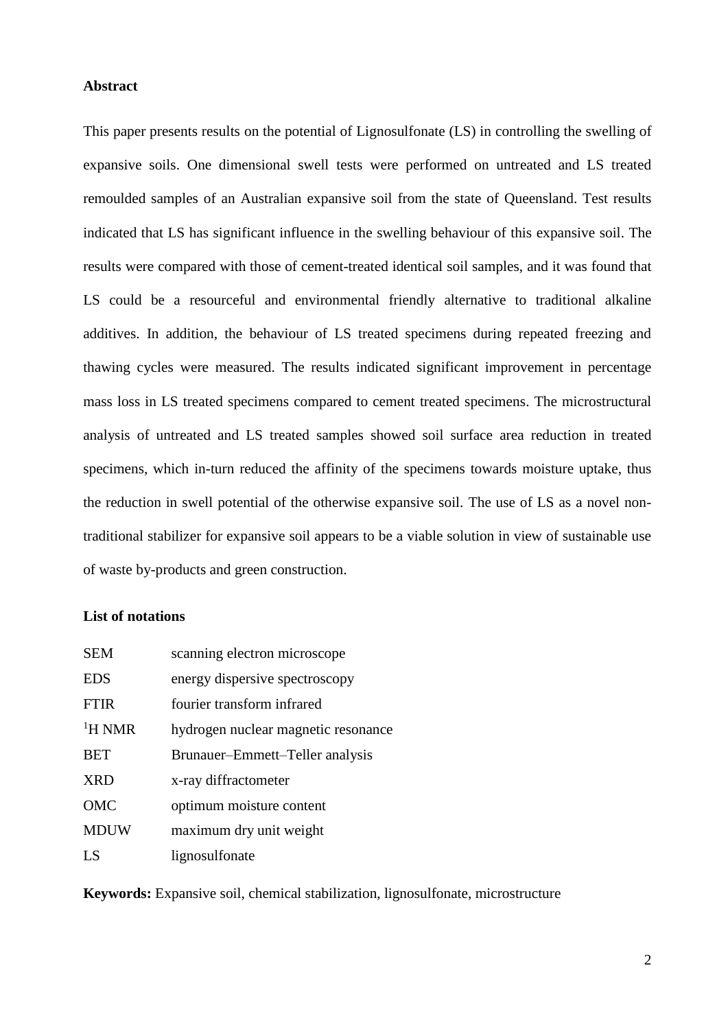**Abstract**

This paper presents results on the potential of Lignosulfonate (LS) in controlling the swelling of expansive soils. One dimensional swell tests were performed on untreated and LS treated remoulded samples of an Australian expansive soil from the state of Queensland. Test results indicated that LS has significant influence in the swelling behaviour of this expansive soil. The results were compared with those of cement-treated identical soil samples, and it was found that LS could be a resourceful and environmental friendly alternative to traditional alkaline additives. In addition, the behaviour of LS treated specimens during repeated freezing and thawing cycles were measured. The results indicated significant improvement in percentage mass loss in LS treated specimens compared to cement treated specimens. The microstructural analysis of untreated and LS treated samples showed soil surface area reduction in treated specimens, which in-turn reduced the affinity of the specimens towards moisture uptake, thus the reduction in swell potential of the otherwise expansive soil. The use of LS as a novel non-traditional stabilizer for expansive soil appears to be a viable solution in view of sustainable use of waste by-products and green construction.

**List of notations**

| | |
|---|---|
| SEM | scanning electron microscope |
| EDS | energy dispersive spectroscopy |
| FTIR | fourier transform infrared |
| $^{1}H$ NMR | hydrogen nuclear magnetic resonance |
| BET | Brunauer–Emmett–Teller analysis |
| XRD | x-ray diffractometer |
| OMC | optimum moisture content |
| MDUW | maximum dry unit weight |
| LS | lignosulfonate |

**Keywords:** Expansive soil, chemical stabilization, lignosulfonate, microstructure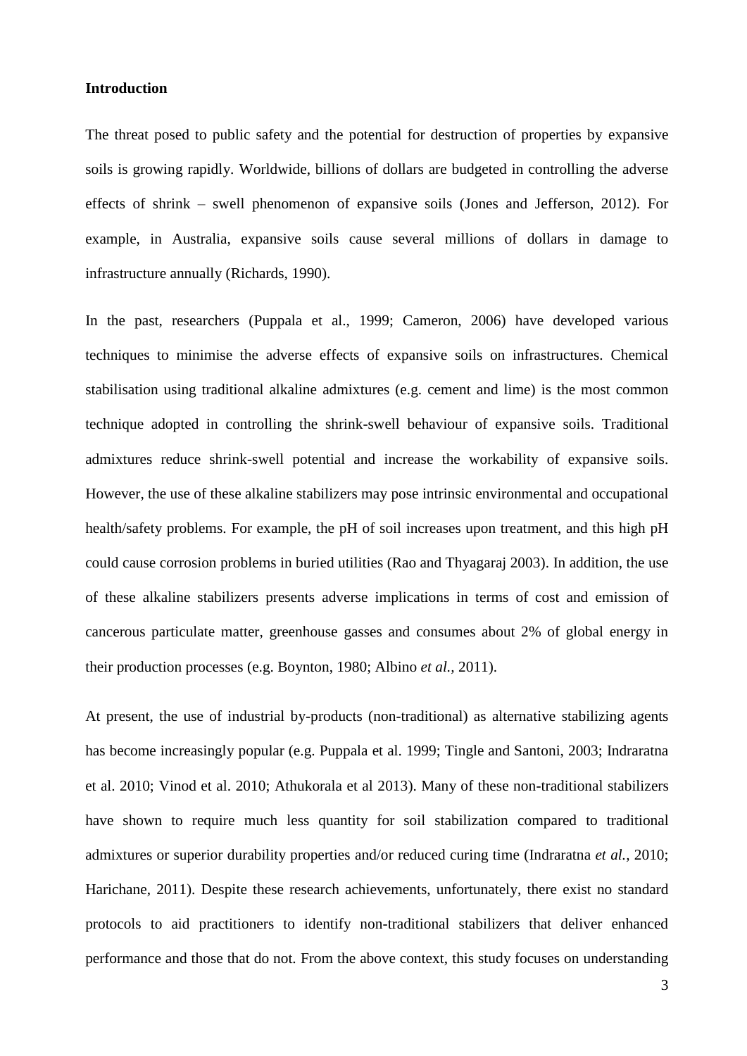**Introduction**

The threat posed to public safety and the potential for destruction of properties by expansive soils is growing rapidly. Worldwide, billions of dollars are budgeted in controlling the adverse effects of shrink – swell phenomenon of expansive soils (Jones and Jefferson, 2012). For example, in Australia, expansive soils cause several millions of dollars in damage to infrastructure annually (Richards, 1990).

In the past, researchers (Puppala et al., 1999; Cameron, 2006) have developed various techniques to minimise the adverse effects of expansive soils on infrastructures. Chemical stabilisation using traditional alkaline admixtures (e.g. cement and lime) is the most common technique adopted in controlling the shrink-swell behaviour of expansive soils. Traditional admixtures reduce shrink-swell potential and increase the workability of expansive soils. However, the use of these alkaline stabilizers may pose intrinsic environmental and occupational health/safety problems. For example, the pH of soil increases upon treatment, and this high pH could cause corrosion problems in buried utilities (Rao and Thyagaraj 2003). In addition, the use of these alkaline stabilizers presents adverse implications in terms of cost and emission of cancerous particulate matter, greenhouse gasses and consumes about 2% of global energy in their production processes (e.g. Boynton, 1980; Albino *et al.*, 2011).

At present, the use of industrial by-products (non-traditional) as alternative stabilizing agents has become increasingly popular (e.g. Puppala et al. 1999; Tingle and Santoni, 2003; Indraratna et al. 2010; Vinod et al. 2010; Athukorala et al 2013). Many of these non-traditional stabilizers have shown to require much less quantity for soil stabilization compared to traditional admixtures or superior durability properties and/or reduced curing time (Indraratna *et al.*, 2010; Harichane, 2011). Despite these research achievements, unfortunately, there exist no standard protocols to aid practitioners to identify non-traditional stabilizers that deliver enhanced performance and those that do not. From the above context, this study focuses on understanding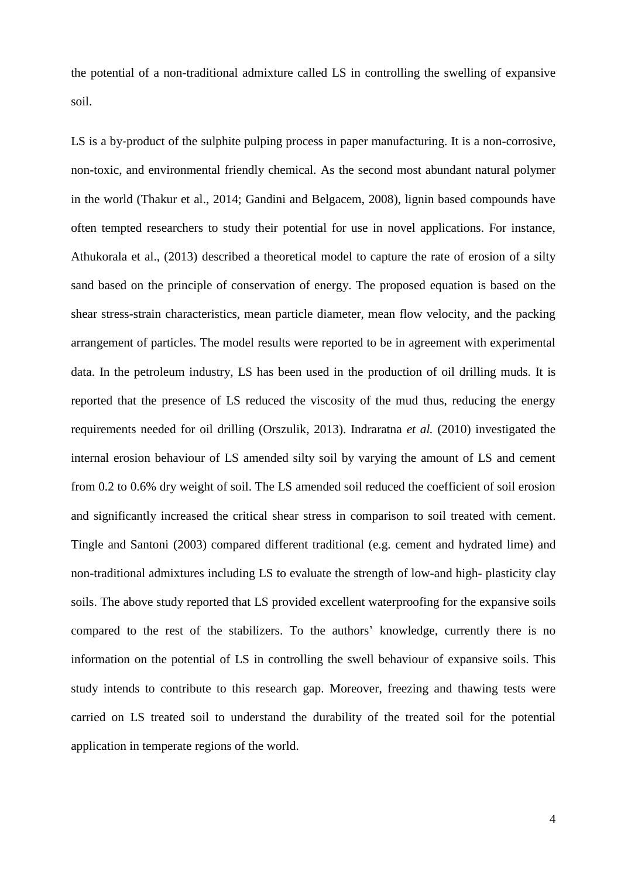the potential of a non-traditional admixture called LS in controlling the swelling of expansive soil.

LS is a by-product of the sulphite pulping process in paper manufacturing. It is a non-corrosive, non-toxic, and environmental friendly chemical. As the second most abundant natural polymer in the world (Thakur et al., 2014; Gandini and Belgacem, 2008), lignin based compounds have often tempted researchers to study their potential for use in novel applications. For instance, Athukorala et al., (2013) described a theoretical model to capture the rate of erosion of a silty sand based on the principle of conservation of energy. The proposed equation is based on the shear stress-strain characteristics, mean particle diameter, mean flow velocity, and the packing arrangement of particles. The model results were reported to be in agreement with experimental data. In the petroleum industry, LS has been used in the production of oil drilling muds. It is reported that the presence of LS reduced the viscosity of the mud thus, reducing the energy requirements needed for oil drilling (Orszulik, 2013). Indraratna *et al.* (2010) investigated the internal erosion behaviour of LS amended silty soil by varying the amount of LS and cement from 0.2 to 0.6% dry weight of soil. The LS amended soil reduced the coefficient of soil erosion and significantly increased the critical shear stress in comparison to soil treated with cement. Tingle and Santoni (2003) compared different traditional (e.g. cement and hydrated lime) and non-traditional admixtures including LS to evaluate the strength of low-and high- plasticity clay soils. The above study reported that LS provided excellent waterproofing for the expansive soils compared to the rest of the stabilizers. To the authors' knowledge, currently there is no information on the potential of LS in controlling the swell behaviour of expansive soils. This study intends to contribute to this research gap. Moreover, freezing and thawing tests were carried on LS treated soil to understand the durability of the treated soil for the potential application in temperate regions of the world.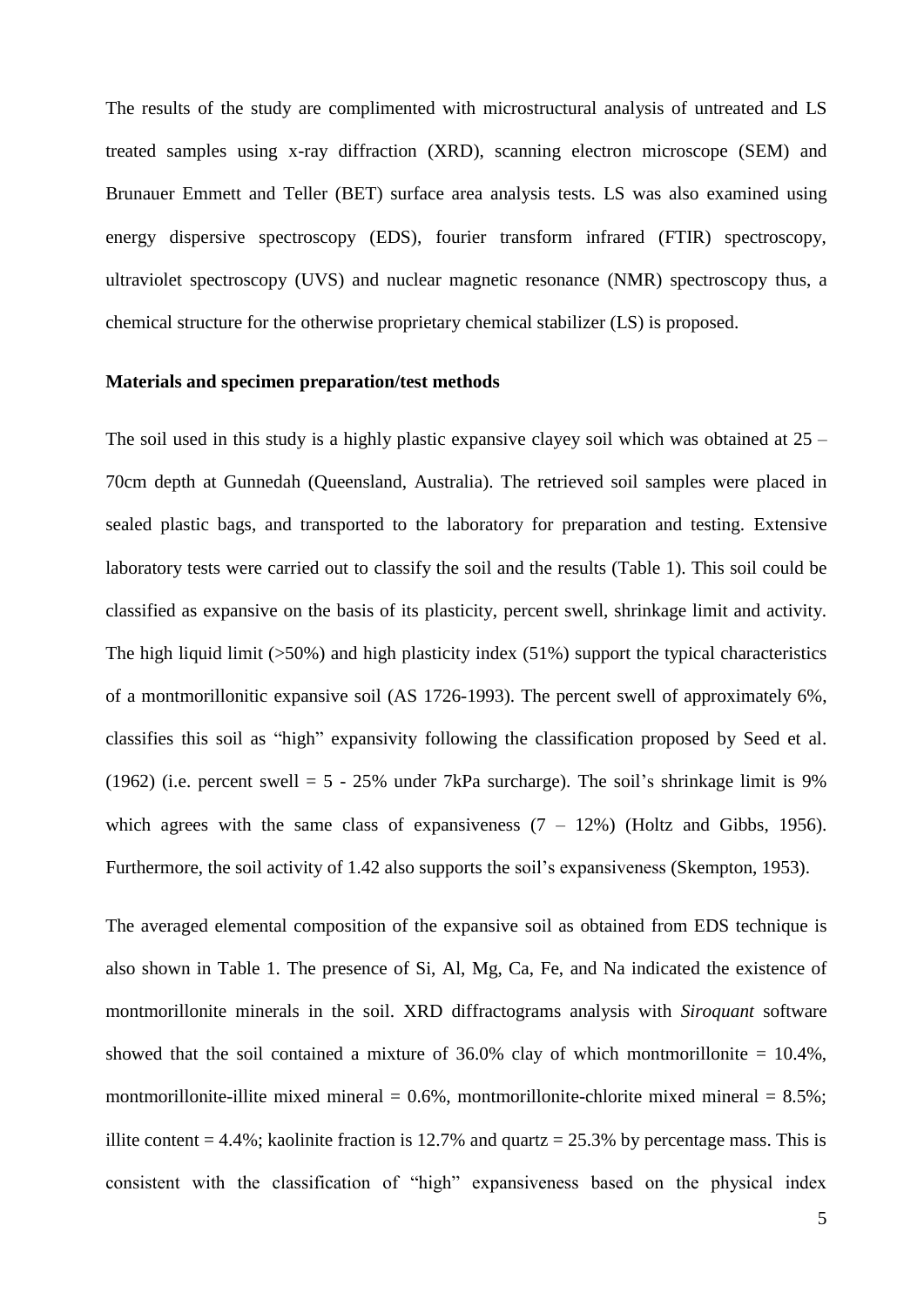The results of the study are complimented with microstructural analysis of untreated and LS treated samples using x-ray diffraction (XRD), scanning electron microscope (SEM) and Brunauer Emmett and Teller (BET) surface area analysis tests. LS was also examined using energy dispersive spectroscopy (EDS), fourier transform infrared (FTIR) spectroscopy, ultraviolet spectroscopy (UVS) and nuclear magnetic resonance (NMR) spectroscopy thus, a chemical structure for the otherwise proprietary chemical stabilizer (LS) is proposed.

**Materials and specimen preparation/test methods**

The soil used in this study is a highly plastic expansive clayey soil which was obtained at 25 – 70cm depth at Gunnedah (Queensland, Australia). The retrieved soil samples were placed in sealed plastic bags, and transported to the laboratory for preparation and testing. Extensive laboratory tests were carried out to classify the soil and the results (Table 1). This soil could be classified as expansive on the basis of its plasticity, percent swell, shrinkage limit and activity. The high liquid limit (>50%) and high plasticity index (51%) support the typical characteristics of a montmorillonitic expansive soil (AS 1726-1993). The percent swell of approximately 6%, classifies this soil as "high" expansivity following the classification proposed by Seed et al. (1962) (i.e. percent swell = 5 - 25% under 7kPa surcharge). The soil's shrinkage limit is 9% which agrees with the same class of expansiveness (7 – 12%) (Holtz and Gibbs, 1956). Furthermore, the soil activity of 1.42 also supports the soil's expansiveness (Skempton, 1953).

The averaged elemental composition of the expansive soil as obtained from EDS technique is also shown in Table 1. The presence of Si, Al, Mg, Ca, Fe, and Na indicated the existence of montmorillonite minerals in the soil. XRD diffractograms analysis with *Siroquant* software showed that the soil contained a mixture of 36.0% clay of which montmorillonite = 10.4%, montmorillonite-illite mixed mineral = 0.6%, montmorillonite-chlorite mixed mineral = 8.5%; illite content = 4.4%; kaolinite fraction is 12.7% and quartz = 25.3% by percentage mass. This is consistent with the classification of "high" expansiveness based on the physical index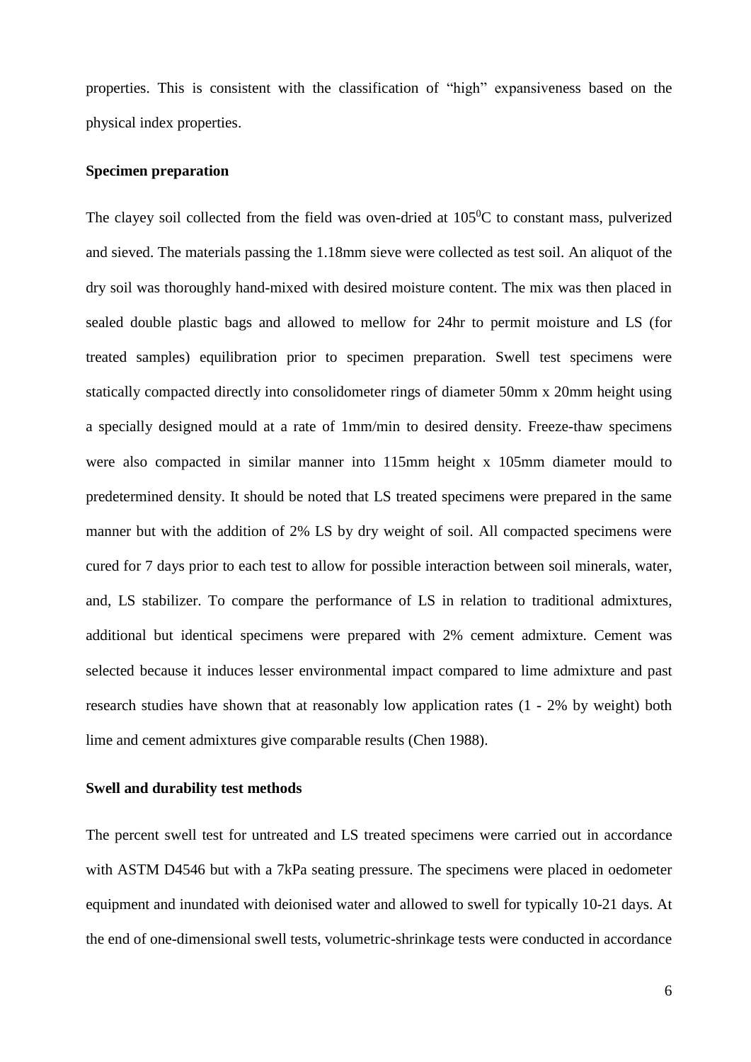properties. This is consistent with the classification of "high" expansiveness based on the physical index properties.

**Specimen preparation**

The clayey soil collected from the field was oven-dried at $105^0$C to constant mass, pulverized and sieved. The materials passing the 1.18mm sieve were collected as test soil. An aliquot of the dry soil was thoroughly hand-mixed with desired moisture content. The mix was then placed in sealed double plastic bags and allowed to mellow for 24hr to permit moisture and LS (for treated samples) equilibration prior to specimen preparation. Swell test specimens were statically compacted directly into consolidometer rings of diameter 50mm x 20mm height using a specially designed mould at a rate of 1mm/min to desired density. Freeze-thaw specimens were also compacted in similar manner into 115mm height x 105mm diameter mould to predetermined density. It should be noted that LS treated specimens were prepared in the same manner but with the addition of 2% LS by dry weight of soil. All compacted specimens were cured for 7 days prior to each test to allow for possible interaction between soil minerals, water, and, LS stabilizer. To compare the performance of LS in relation to traditional admixtures, additional but identical specimens were prepared with 2% cement admixture. Cement was selected because it induces lesser environmental impact compared to lime admixture and past research studies have shown that at reasonably low application rates (1 - 2% by weight) both lime and cement admixtures give comparable results (Chen 1988).

**Swell and durability test methods**

The percent swell test for untreated and LS treated specimens were carried out in accordance with ASTM D4546 but with a 7kPa seating pressure. The specimens were placed in oedometer equipment and inundated with deionised water and allowed to swell for typically 10-21 days. At the end of one-dimensional swell tests, volumetric-shrinkage tests were conducted in accordance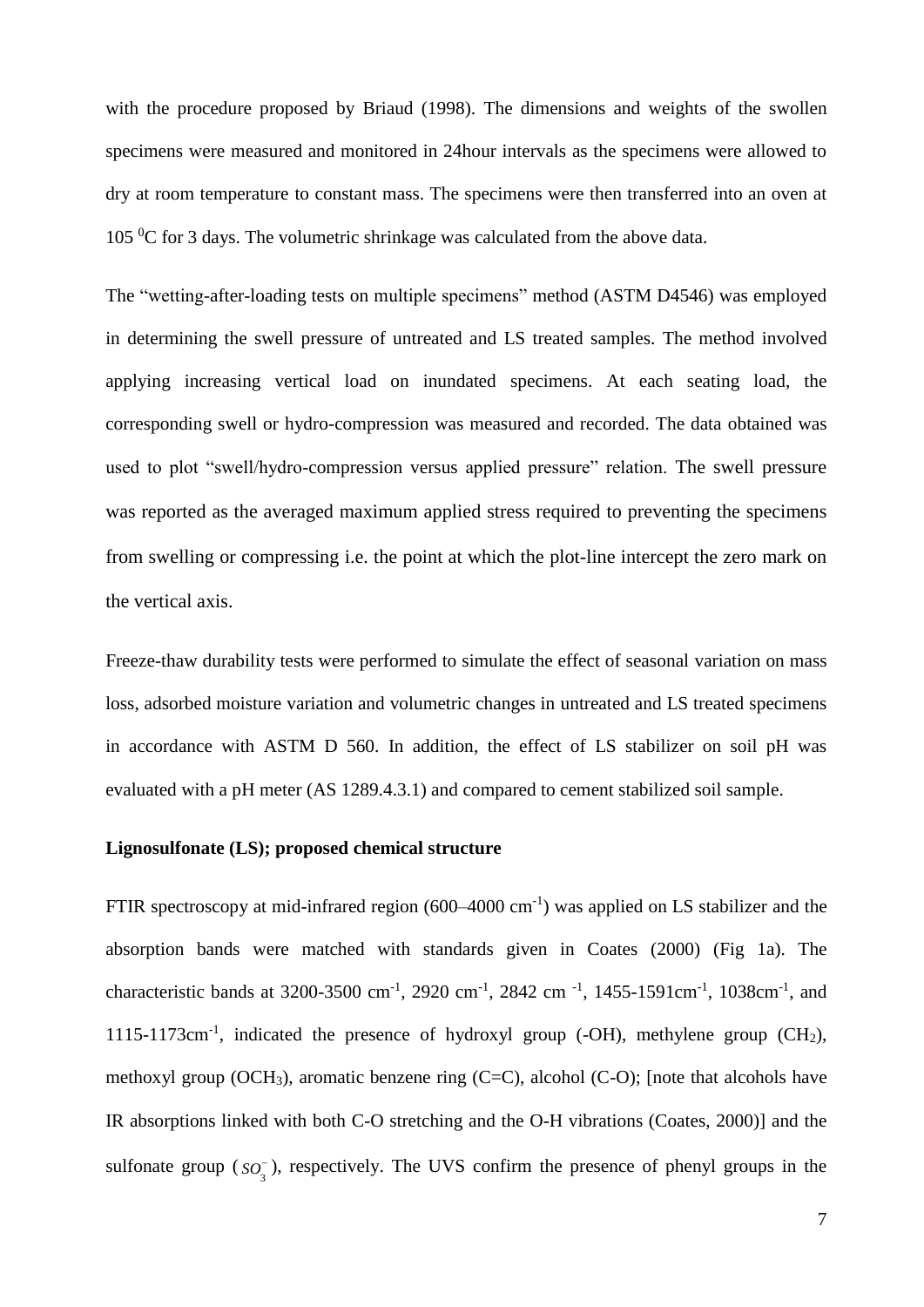with the procedure proposed by Briaud (1998). The dimensions and weights of the swollen specimens were measured and monitored in 24hour intervals as the specimens were allowed to dry at room temperature to constant mass. The specimens were then transferred into an oven at 105 $^{0}$C for 3 days. The volumetric shrinkage was calculated from the above data.

The "wetting-after-loading tests on multiple specimens" method (ASTM D4546) was employed in determining the swell pressure of untreated and LS treated samples. The method involved applying increasing vertical load on inundated specimens. At each seating load, the corresponding swell or hydro-compression was measured and recorded. The data obtained was used to plot "swell/hydro-compression versus applied pressure" relation. The swell pressure was reported as the averaged maximum applied stress required to preventing the specimens from swelling or compressing i.e. the point at which the plot-line intercept the zero mark on the vertical axis.

Freeze-thaw durability tests were performed to simulate the effect of seasonal variation on mass loss, adsorbed moisture variation and volumetric changes in untreated and LS treated specimens in accordance with ASTM D 560. In addition, the effect of LS stabilizer on soil pH was evaluated with a pH meter (AS 1289.4.3.1) and compared to cement stabilized soil sample.

**Lignosulfonate (LS); proposed chemical structure**

FTIR spectroscopy at mid-infrared region (600–4000 cm$^{-1}$) was applied on LS stabilizer and the absorption bands were matched with standards given in Coates (2000) (Fig 1a). The characteristic bands at 3200-3500 cm$^{-1}$, 2920 cm$^{-1}$, 2842 cm $^{-1}$, 1455-1591cm$^{-1}$, 1038cm$^{-1}$, and 1115-1173cm$^{-1}$, indicated the presence of hydroxyl group (-OH), methylene group ($CH_2$), methoxyl group ($OCH_3$), aromatic benzene ring (C=C), alcohol (C-O); [note that alcohols have IR absorptions linked with both C-O stretching and the O-H vibrations (Coates, 2000)] and the sulfonate group ($SO_3^-$), respectively. The UVS confirm the presence of phenyl groups in the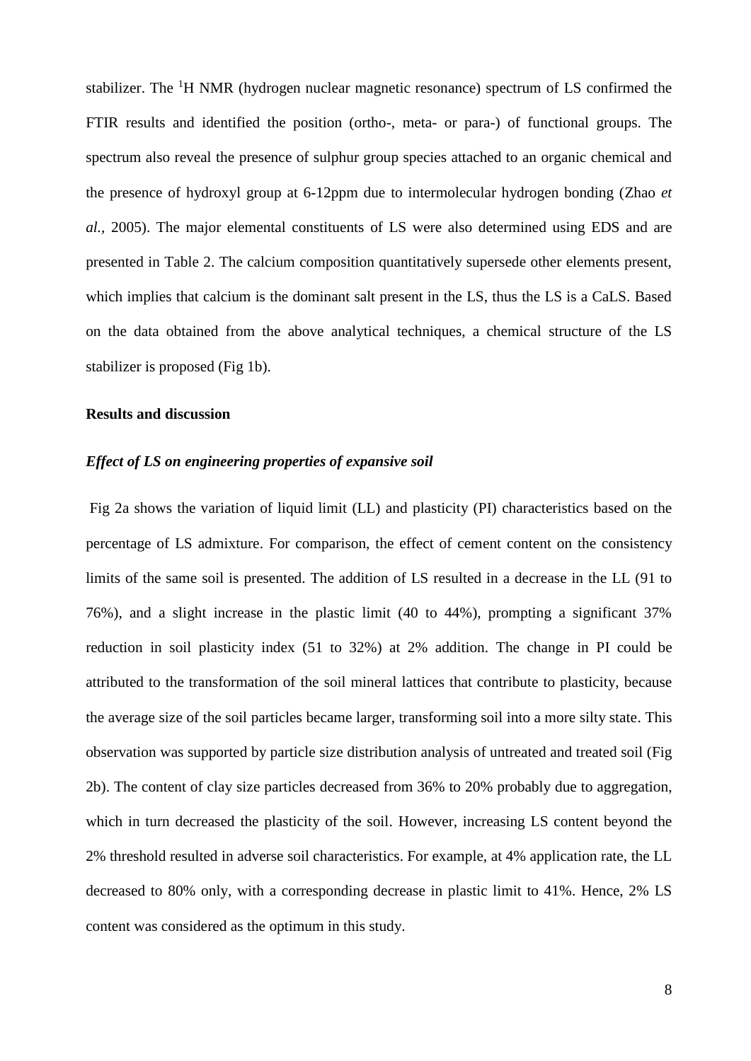stabilizer. The $^{1}$H NMR (hydrogen nuclear magnetic resonance) spectrum of LS confirmed the FTIR results and identified the position (ortho-, meta- or para-) of functional groups. The spectrum also reveal the presence of sulphur group species attached to an organic chemical and the presence of hydroxyl group at 6-12ppm due to intermolecular hydrogen bonding (Zhao *et al.*, 2005). The major elemental constituents of LS were also determined using EDS and are presented in Table 2. The calcium composition quantitatively supersede other elements present, which implies that calcium is the dominant salt present in the LS, thus the LS is a CaLS. Based on the data obtained from the above analytical techniques, a chemical structure of the LS stabilizer is proposed (Fig 1b).

## Results and discussion

### *Effect of LS on engineering properties of expansive soil*

Fig 2a shows the variation of liquid limit (LL) and plasticity (PI) characteristics based on the percentage of LS admixture. For comparison, the effect of cement content on the consistency limits of the same soil is presented. The addition of LS resulted in a decrease in the LL (91 to 76%), and a slight increase in the plastic limit (40 to 44%), prompting a significant 37% reduction in soil plasticity index (51 to 32%) at 2% addition. The change in PI could be attributed to the transformation of the soil mineral lattices that contribute to plasticity, because the average size of the soil particles became larger, transforming soil into a more silty state. This observation was supported by particle size distribution analysis of untreated and treated soil (Fig 2b). The content of clay size particles decreased from 36% to 20% probably due to aggregation, which in turn decreased the plasticity of the soil. However, increasing LS content beyond the 2% threshold resulted in adverse soil characteristics. For example, at 4% application rate, the LL decreased to 80% only, with a corresponding decrease in plastic limit to 41%. Hence, 2% LS content was considered as the optimum in this study.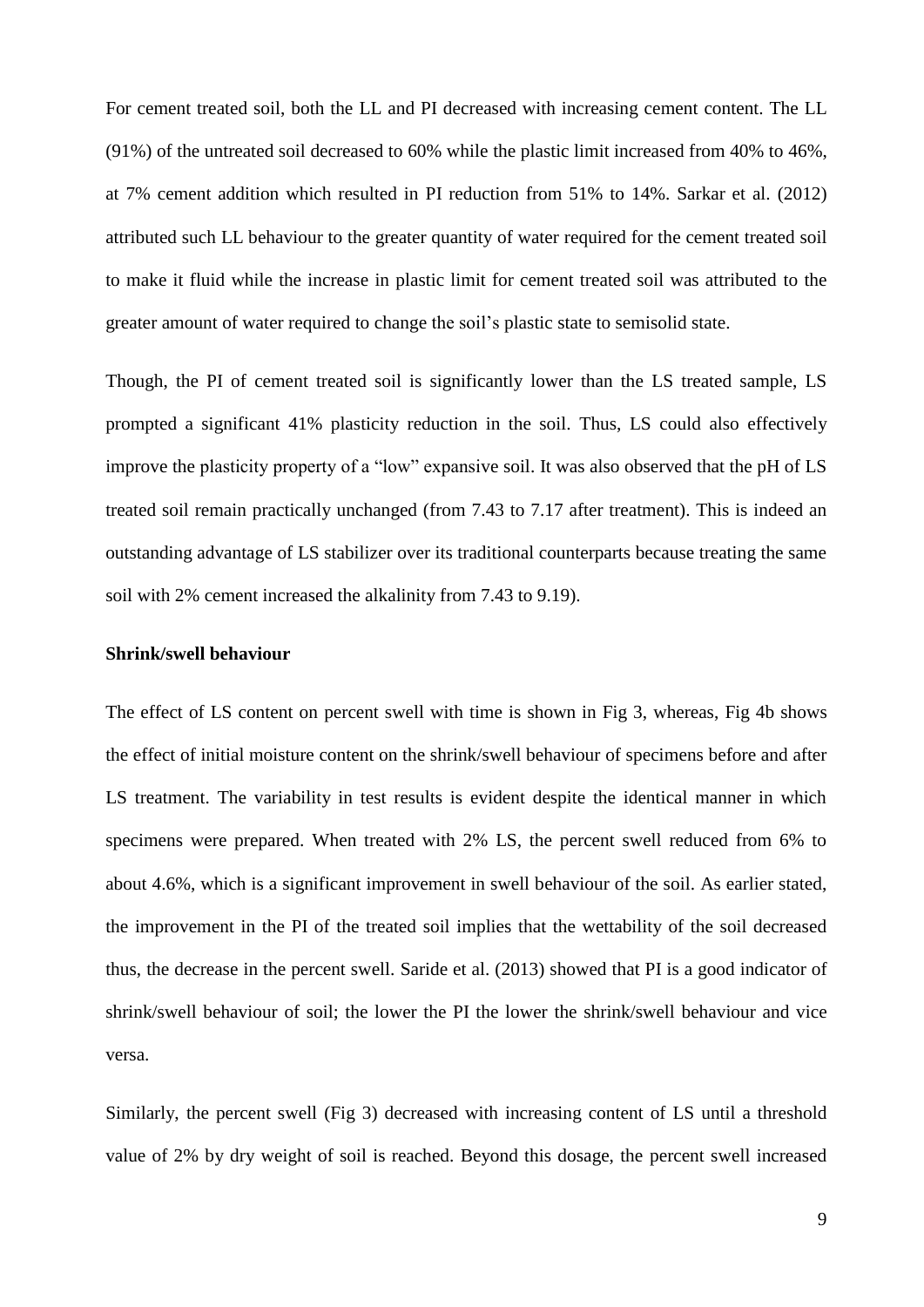For cement treated soil, both the LL and PI decreased with increasing cement content. The LL (91%) of the untreated soil decreased to 60% while the plastic limit increased from 40% to 46%, at 7% cement addition which resulted in PI reduction from 51% to 14%. Sarkar et al. (2012) attributed such LL behaviour to the greater quantity of water required for the cement treated soil to make it fluid while the increase in plastic limit for cement treated soil was attributed to the greater amount of water required to change the soil's plastic state to semisolid state.

Though, the PI of cement treated soil is significantly lower than the LS treated sample, LS prompted a significant 41% plasticity reduction in the soil. Thus, LS could also effectively improve the plasticity property of a "low" expansive soil. It was also observed that the pH of LS treated soil remain practically unchanged (from 7.43 to 7.17 after treatment). This is indeed an outstanding advantage of LS stabilizer over its traditional counterparts because treating the same soil with 2% cement increased the alkalinity from 7.43 to 9.19).

**Shrink/swell behaviour**

The effect of LS content on percent swell with time is shown in Fig 3, whereas, Fig 4b shows the effect of initial moisture content on the shrink/swell behaviour of specimens before and after LS treatment. The variability in test results is evident despite the identical manner in which specimens were prepared. When treated with 2% LS, the percent swell reduced from 6% to about 4.6%, which is a significant improvement in swell behaviour of the soil. As earlier stated, the improvement in the PI of the treated soil implies that the wettability of the soil decreased thus, the decrease in the percent swell. Saride et al. (2013) showed that PI is a good indicator of shrink/swell behaviour of soil; the lower the PI the lower the shrink/swell behaviour and vice versa.

Similarly, the percent swell (Fig 3) decreased with increasing content of LS until a threshold value of 2% by dry weight of soil is reached. Beyond this dosage, the percent swell increased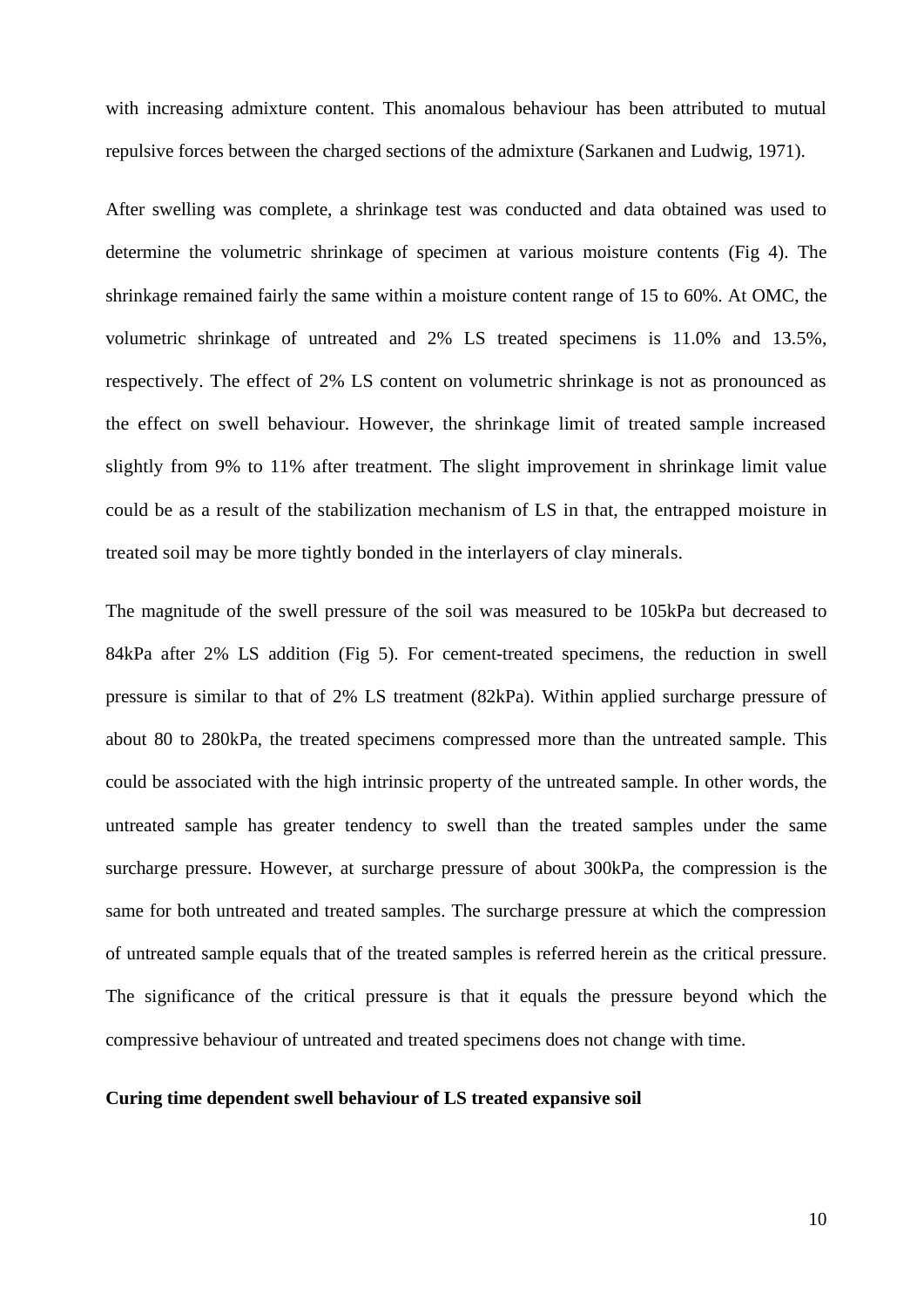with increasing admixture content. This anomalous behaviour has been attributed to mutual repulsive forces between the charged sections of the admixture (Sarkanen and Ludwig, 1971).

After swelling was complete, a shrinkage test was conducted and data obtained was used to determine the volumetric shrinkage of specimen at various moisture contents (Fig 4). The shrinkage remained fairly the same within a moisture content range of 15 to 60%. At OMC, the volumetric shrinkage of untreated and 2% LS treated specimens is 11.0% and 13.5%, respectively. The effect of 2% LS content on volumetric shrinkage is not as pronounced as the effect on swell behaviour. However, the shrinkage limit of treated sample increased slightly from 9% to 11% after treatment. The slight improvement in shrinkage limit value could be as a result of the stabilization mechanism of LS in that, the entrapped moisture in treated soil may be more tightly bonded in the interlayers of clay minerals.

The magnitude of the swell pressure of the soil was measured to be 105kPa but decreased to 84kPa after 2% LS addition (Fig 5). For cement-treated specimens, the reduction in swell pressure is similar to that of 2% LS treatment (82kPa). Within applied surcharge pressure of about 80 to 280kPa, the treated specimens compressed more than the untreated sample. This could be associated with the high intrinsic property of the untreated sample. In other words, the untreated sample has greater tendency to swell than the treated samples under the same surcharge pressure. However, at surcharge pressure of about 300kPa, the compression is the same for both untreated and treated samples. The surcharge pressure at which the compression of untreated sample equals that of the treated samples is referred herein as the critical pressure. The significance of the critical pressure is that it equals the pressure beyond which the compressive behaviour of untreated and treated specimens does not change with time.

**Curing time dependent swell behaviour of LS treated expansive soil**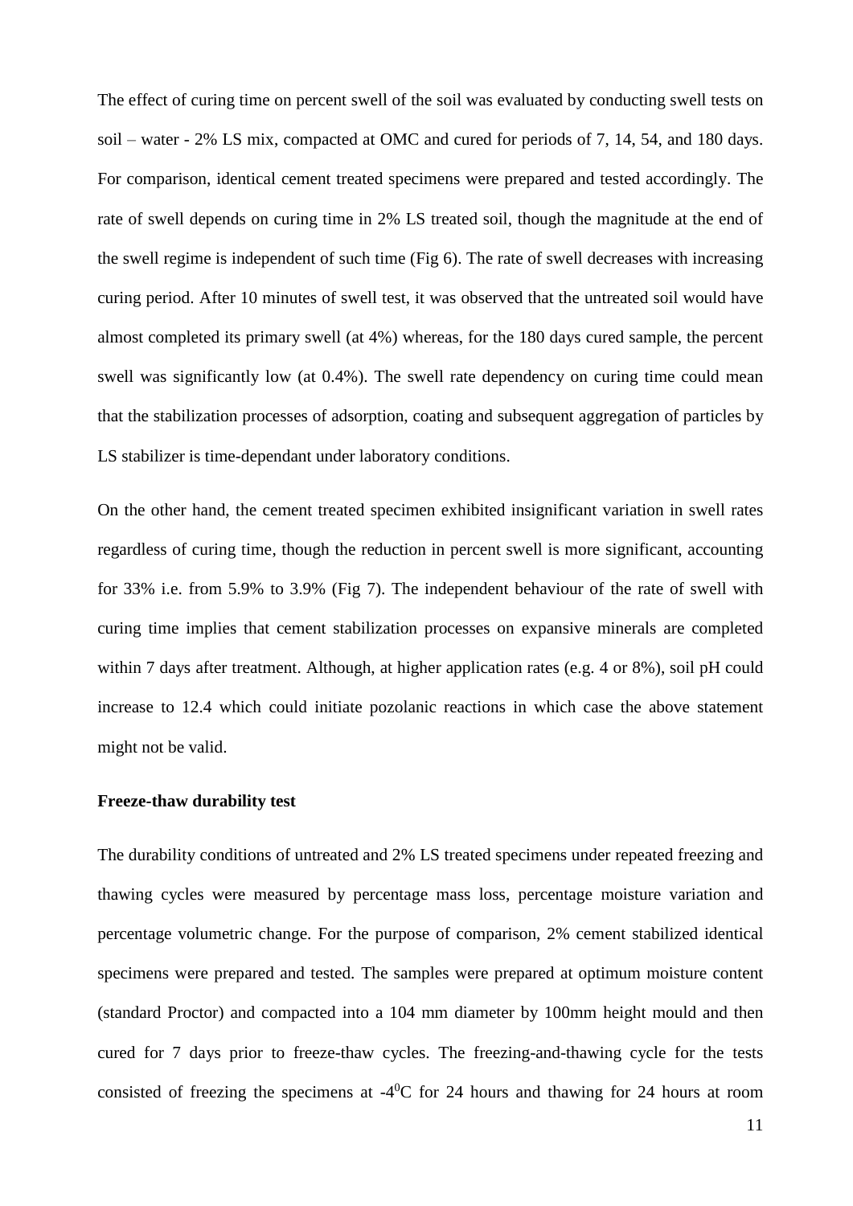The effect of curing time on percent swell of the soil was evaluated by conducting swell tests on soil – water - 2% LS mix, compacted at OMC and cured for periods of 7, 14, 54, and 180 days. For comparison, identical cement treated specimens were prepared and tested accordingly. The rate of swell depends on curing time in 2% LS treated soil, though the magnitude at the end of the swell regime is independent of such time (Fig 6). The rate of swell decreases with increasing curing period. After 10 minutes of swell test, it was observed that the untreated soil would have almost completed its primary swell (at 4%) whereas, for the 180 days cured sample, the percent swell was significantly low (at 0.4%). The swell rate dependency on curing time could mean that the stabilization processes of adsorption, coating and subsequent aggregation of particles by LS stabilizer is time-dependant under laboratory conditions.

On the other hand, the cement treated specimen exhibited insignificant variation in swell rates regardless of curing time, though the reduction in percent swell is more significant, accounting for 33% i.e. from 5.9% to 3.9% (Fig 7). The independent behaviour of the rate of swell with curing time implies that cement stabilization processes on expansive minerals are completed within 7 days after treatment. Although, at higher application rates (e.g. 4 or 8%), soil pH could increase to 12.4 which could initiate pozolanic reactions in which case the above statement might not be valid.

**Freeze-thaw durability test**

The durability conditions of untreated and 2% LS treated specimens under repeated freezing and thawing cycles were measured by percentage mass loss, percentage moisture variation and percentage volumetric change. For the purpose of comparison, 2% cement stabilized identical specimens were prepared and tested. The samples were prepared at optimum moisture content (standard Proctor) and compacted into a 104 mm diameter by 100mm height mould and then cured for 7 days prior to freeze-thaw cycles. The freezing-and-thawing cycle for the tests consisted of freezing the specimens at -4$^0$C for 24 hours and thawing for 24 hours at room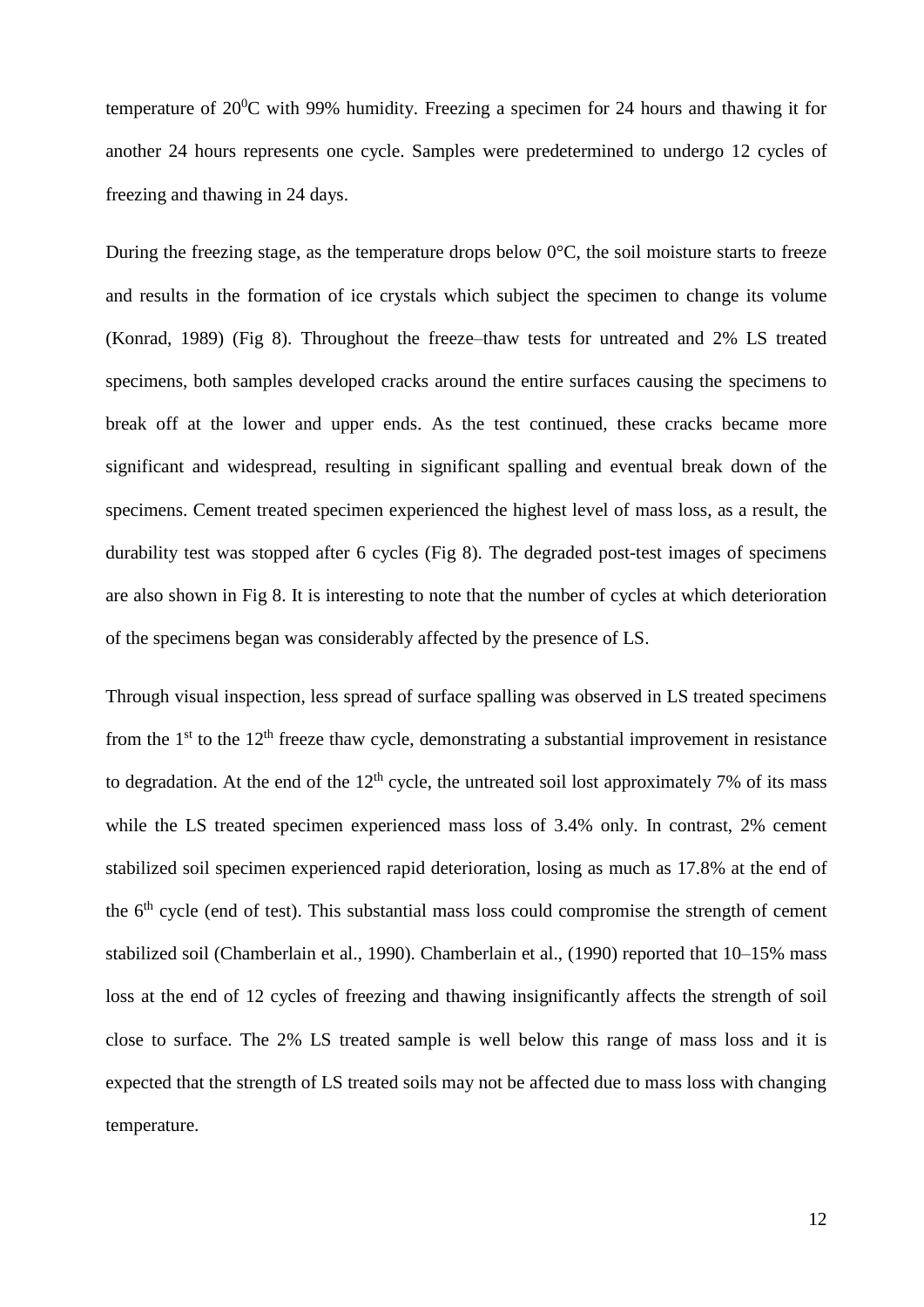temperature of $20^0$C with 99% humidity. Freezing a specimen for 24 hours and thawing it for another 24 hours represents one cycle. Samples were predetermined to undergo 12 cycles of freezing and thawing in 24 days.

During the freezing stage, as the temperature drops below 0°C, the soil moisture starts to freeze and results in the formation of ice crystals which subject the specimen to change its volume (Konrad, 1989) (Fig 8). Throughout the freeze–thaw tests for untreated and 2% LS treated specimens, both samples developed cracks around the entire surfaces causing the specimens to break off at the lower and upper ends. As the test continued, these cracks became more significant and widespread, resulting in significant spalling and eventual break down of the specimens. Cement treated specimen experienced the highest level of mass loss, as a result, the durability test was stopped after 6 cycles (Fig 8). The degraded post-test images of specimens are also shown in Fig 8. It is interesting to note that the number of cycles at which deterioration of the specimens began was considerably affected by the presence of LS.

Through visual inspection, less spread of surface spalling was observed in LS treated specimens from the 1st to the 12th freeze thaw cycle, demonstrating a substantial improvement in resistance to degradation. At the end of the 12th cycle, the untreated soil lost approximately 7% of its mass while the LS treated specimen experienced mass loss of 3.4% only. In contrast, 2% cement stabilized soil specimen experienced rapid deterioration, losing as much as 17.8% at the end of the 6th cycle (end of test). This substantial mass loss could compromise the strength of cement stabilized soil (Chamberlain et al., 1990). Chamberlain et al., (1990) reported that 10–15% mass loss at the end of 12 cycles of freezing and thawing insignificantly affects the strength of soil close to surface. The 2% LS treated sample is well below this range of mass loss and it is expected that the strength of LS treated soils may not be affected due to mass loss with changing temperature.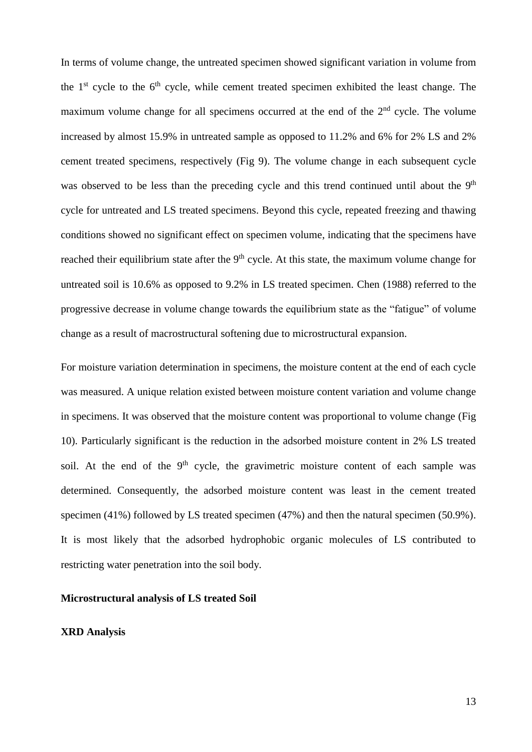In terms of volume change, the untreated specimen showed significant variation in volume from the 1st cycle to the 6th cycle, while cement treated specimen exhibited the least change. The maximum volume change for all specimens occurred at the end of the 2nd cycle. The volume increased by almost 15.9% in untreated sample as opposed to 11.2% and 6% for 2% LS and 2% cement treated specimens, respectively (Fig 9). The volume change in each subsequent cycle was observed to be less than the preceding cycle and this trend continued until about the 9th cycle for untreated and LS treated specimens. Beyond this cycle, repeated freezing and thawing conditions showed no significant effect on specimen volume, indicating that the specimens have reached their equilibrium state after the 9th cycle. At this state, the maximum volume change for untreated soil is 10.6% as opposed to 9.2% in LS treated specimen. Chen (1988) referred to the progressive decrease in volume change towards the equilibrium state as the "fatigue" of volume change as a result of macrostructural softening due to microstructural expansion.

For moisture variation determination in specimens, the moisture content at the end of each cycle was measured. A unique relation existed between moisture content variation and volume change in specimens. It was observed that the moisture content was proportional to volume change (Fig 10). Particularly significant is the reduction in the adsorbed moisture content in 2% LS treated soil. At the end of the 9th cycle, the gravimetric moisture content of each sample was determined. Consequently, the adsorbed moisture content was least in the cement treated specimen (41%) followed by LS treated specimen (47%) and then the natural specimen (50.9%). It is most likely that the adsorbed hydrophobic organic molecules of LS contributed to restricting water penetration into the soil body.

**Microstructural analysis of LS treated Soil**

**XRD Analysis**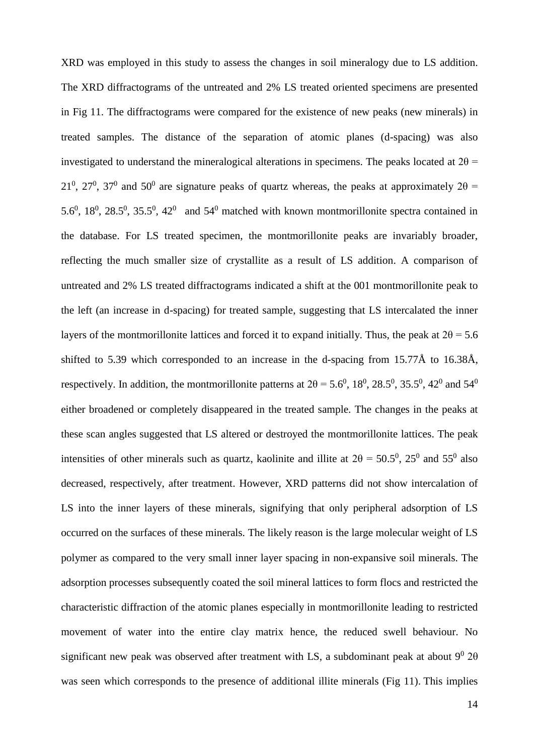XRD was employed in this study to assess the changes in soil mineralogy due to LS addition. The XRD diffractograms of the untreated and 2% LS treated oriented specimens are presented in Fig 11. The diffractograms were compared for the existence of new peaks (new minerals) in treated samples. The distance of the separation of atomic planes (d-spacing) was also investigated to understand the mineralogical alterations in specimens. The peaks located at $2\theta = 21^0$, $27^0$, $37^0$ and $50^0$ are signature peaks of quartz whereas, the peaks at approximately $2\theta = 5.6^0$, $18^0$, $28.5^0$, $35.5^0$, $42^0$ and $54^0$ matched with known montmorillonite spectra contained in the database. For LS treated specimen, the montmorillonite peaks are invariably broader, reflecting the much smaller size of crystallite as a result of LS addition. A comparison of untreated and 2% LS treated diffractograms indicated a shift at the 001 montmorillonite peak to the left (an increase in d-spacing) for treated sample, suggesting that LS intercalated the inner layers of the montmorillonite lattices and forced it to expand initially. Thus, the peak at $2\theta = 5.6$ shifted to 5.39 which corresponded to an increase in the d-spacing from 15.77Å to 16.38Å, respectively. In addition, the montmorillonite patterns at $2\theta = 5.6^0$, $18^0$, $28.5^0$, $35.5^0$, $42^0$ and $54^0$ either broadened or completely disappeared in the treated sample. The changes in the peaks at these scan angles suggested that LS altered or destroyed the montmorillonite lattices. The peak intensities of other minerals such as quartz, kaolinite and illite at $2\theta = 50.5^0$, $25^0$ and $55^0$ also decreased, respectively, after treatment. However, XRD patterns did not show intercalation of LS into the inner layers of these minerals, signifying that only peripheral adsorption of LS occurred on the surfaces of these minerals. The likely reason is the large molecular weight of LS polymer as compared to the very small inner layer spacing in non-expansive soil minerals. The adsorption processes subsequently coated the soil mineral lattices to form flocs and restricted the characteristic diffraction of the atomic planes especially in montmorillonite leading to restricted movement of water into the entire clay matrix hence, the reduced swell behaviour. No significant new peak was observed after treatment with LS, a subdominant peak at about $9^0$ $2\theta$ was seen which corresponds to the presence of additional illite minerals (Fig 11). This implies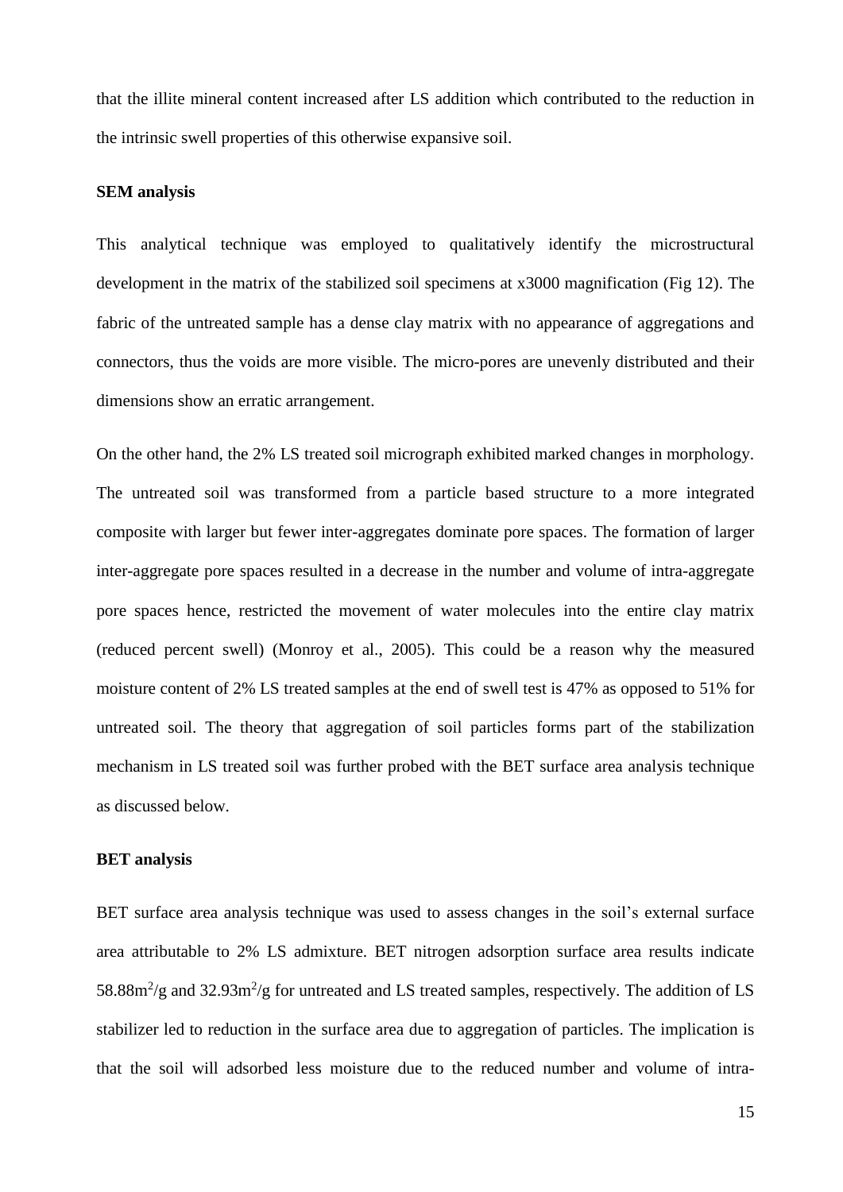that the illite mineral content increased after LS addition which contributed to the reduction in the intrinsic swell properties of this otherwise expansive soil.

**SEM analysis**

This analytical technique was employed to qualitatively identify the microstructural development in the matrix of the stabilized soil specimens at x3000 magnification (Fig 12). The fabric of the untreated sample has a dense clay matrix with no appearance of aggregations and connectors, thus the voids are more visible. The micro-pores are unevenly distributed and their dimensions show an erratic arrangement.

On the other hand, the 2% LS treated soil micrograph exhibited marked changes in morphology. The untreated soil was transformed from a particle based structure to a more integrated composite with larger but fewer inter-aggregates dominate pore spaces. The formation of larger inter-aggregate pore spaces resulted in a decrease in the number and volume of intra-aggregate pore spaces hence, restricted the movement of water molecules into the entire clay matrix (reduced percent swell) (Monroy et al., 2005). This could be a reason why the measured moisture content of 2% LS treated samples at the end of swell test is 47% as opposed to 51% for untreated soil. The theory that aggregation of soil particles forms part of the stabilization mechanism in LS treated soil was further probed with the BET surface area analysis technique as discussed below.

**BET analysis**

BET surface area analysis technique was used to assess changes in the soil's external surface area attributable to 2% LS admixture. BET nitrogen adsorption surface area results indicate $58.88m^2/g$ and $32.93m^2/g$ for untreated and LS treated samples, respectively. The addition of LS stabilizer led to reduction in the surface area due to aggregation of particles. The implication is that the soil will adsorbed less moisture due to the reduced number and volume of intra-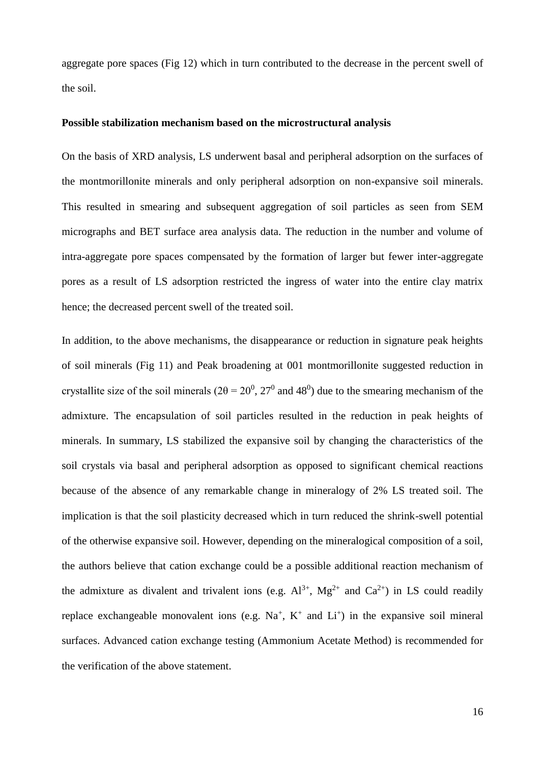aggregate pore spaces (Fig 12) which in turn contributed to the decrease in the percent swell of the soil.

**Possible stabilization mechanism based on the microstructural analysis**

On the basis of XRD analysis, LS underwent basal and peripheral adsorption on the surfaces of the montmorillonite minerals and only peripheral adsorption on non-expansive soil minerals. This resulted in smearing and subsequent aggregation of soil particles as seen from SEM micrographs and BET surface area analysis data. The reduction in the number and volume of intra-aggregate pore spaces compensated by the formation of larger but fewer inter-aggregate pores as a result of LS adsorption restricted the ingress of water into the entire clay matrix hence; the decreased percent swell of the treated soil.

In addition, to the above mechanisms, the disappearance or reduction in signature peak heights of soil minerals (Fig 11) and Peak broadening at 001 montmorillonite suggested reduction in crystallite size of the soil minerals ($2\theta = 20^0$, $27^0$ and $48^0$) due to the smearing mechanism of the admixture. The encapsulation of soil particles resulted in the reduction in peak heights of minerals. In summary, LS stabilized the expansive soil by changing the characteristics of the soil crystals via basal and peripheral adsorption as opposed to significant chemical reactions because of the absence of any remarkable change in mineralogy of 2% LS treated soil. The implication is that the soil plasticity decreased which in turn reduced the shrink-swell potential of the otherwise expansive soil. However, depending on the mineralogical composition of a soil, the authors believe that cation exchange could be a possible additional reaction mechanism of the admixture as divalent and trivalent ions (e.g. $Al^{3+}$, $Mg^{2+}$ and $Ca^{2+}$) in LS could readily replace exchangeable monovalent ions (e.g. $Na^{+}$, $K^{+}$ and $Li^{+}$) in the expansive soil mineral surfaces. Advanced cation exchange testing (Ammonium Acetate Method) is recommended for the verification of the above statement.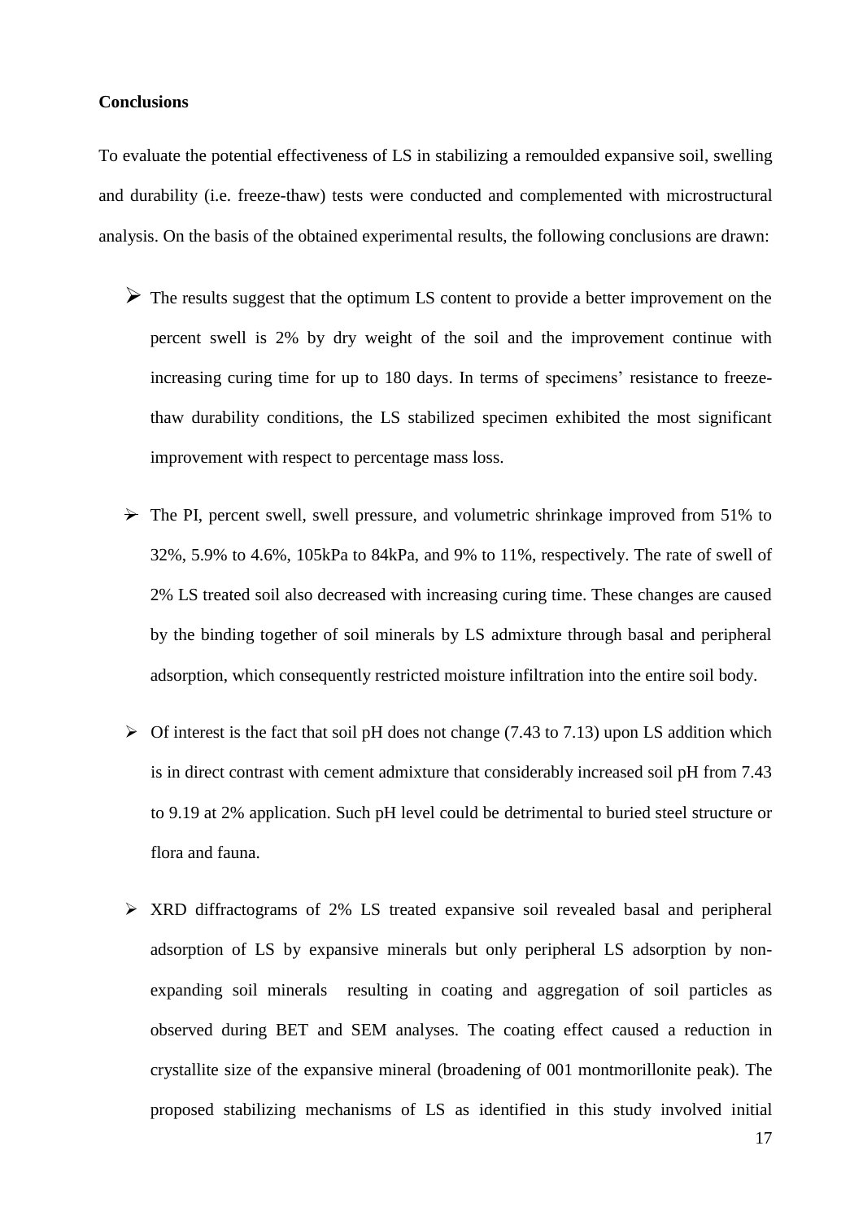## Conclusions

To evaluate the potential effectiveness of LS in stabilizing a remoulded expansive soil, swelling and durability (i.e. freeze-thaw) tests were conducted and complemented with microstructural analysis. On the basis of the obtained experimental results, the following conclusions are drawn:

- The results suggest that the optimum LS content to provide a better improvement on the percent swell is 2% by dry weight of the soil and the improvement continue with increasing curing time for up to 180 days. In terms of specimens' resistance to freeze-thaw durability conditions, the LS stabilized specimen exhibited the most significant improvement with respect to percentage mass loss.

- The PI, percent swell, swell pressure, and volumetric shrinkage improved from 51% to 32%, 5.9% to 4.6%, 105kPa to 84kPa, and 9% to 11%, respectively. The rate of swell of 2% LS treated soil also decreased with increasing curing time. These changes are caused by the binding together of soil minerals by LS admixture through basal and peripheral adsorption, which consequently restricted moisture infiltration into the entire soil body.

- Of interest is the fact that soil pH does not change (7.43 to 7.13) upon LS addition which is in direct contrast with cement admixture that considerably increased soil pH from 7.43 to 9.19 at 2% application. Such pH level could be detrimental to buried steel structure or flora and fauna.

- XRD diffractograms of 2% LS treated expansive soil revealed basal and peripheral adsorption of LS by expansive minerals but only peripheral LS adsorption by non-expanding soil minerals resulting in coating and aggregation of soil particles as observed during BET and SEM analyses. The coating effect caused a reduction in crystallite size of the expansive mineral (broadening of 001 montmorillonite peak). The proposed stabilizing mechanisms of LS as identified in this study involved initial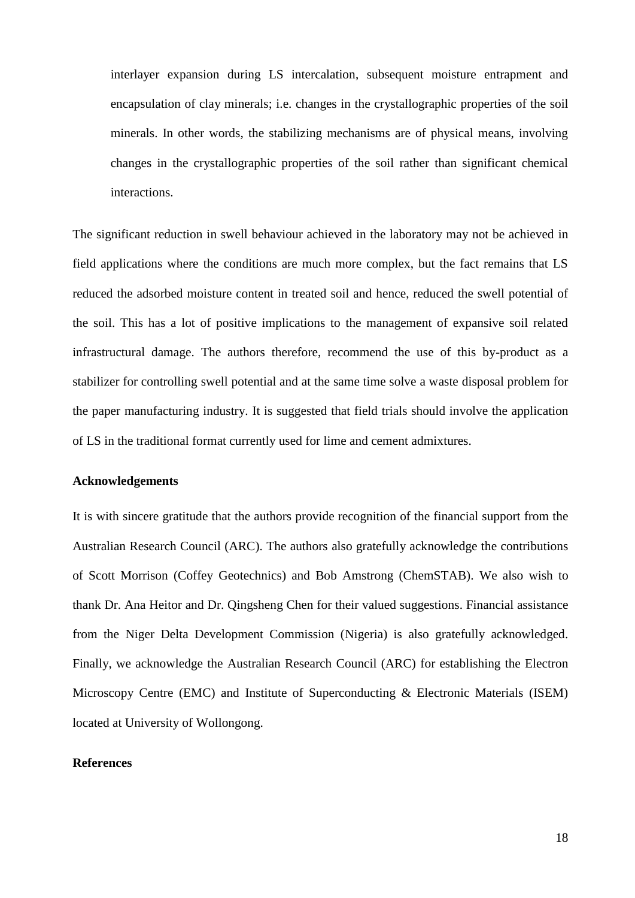interlayer expansion during LS intercalation, subsequent moisture entrapment and encapsulation of clay minerals; i.e. changes in the crystallographic properties of the soil minerals. In other words, the stabilizing mechanisms are of physical means, involving changes in the crystallographic properties of the soil rather than significant chemical interactions.

The significant reduction in swell behaviour achieved in the laboratory may not be achieved in field applications where the conditions are much more complex, but the fact remains that LS reduced the adsorbed moisture content in treated soil and hence, reduced the swell potential of the soil. This has a lot of positive implications to the management of expansive soil related infrastructural damage. The authors therefore, recommend the use of this by-product as a stabilizer for controlling swell potential and at the same time solve a waste disposal problem for the paper manufacturing industry. It is suggested that field trials should involve the application of LS in the traditional format currently used for lime and cement admixtures.

## Acknowledgements

It is with sincere gratitude that the authors provide recognition of the financial support from the Australian Research Council (ARC). The authors also gratefully acknowledge the contributions of Scott Morrison (Coffey Geotechnics) and Bob Amstrong (ChemSTAB). We also wish to thank Dr. Ana Heitor and Dr. Qingsheng Chen for their valued suggestions. Financial assistance from the Niger Delta Development Commission (Nigeria) is also gratefully acknowledged. Finally, we acknowledge the Australian Research Council (ARC) for establishing the Electron Microscopy Centre (EMC) and Institute of Superconducting & Electronic Materials (ISEM) located at University of Wollongong.

## References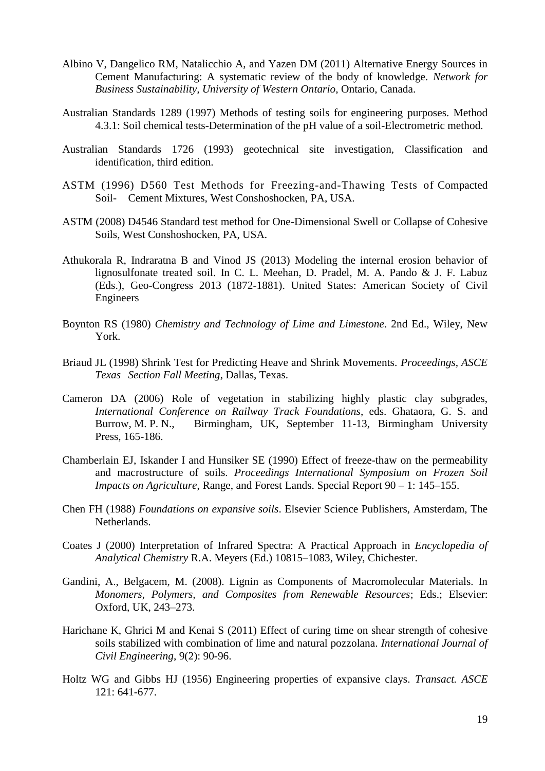Albino V, Dangelico RM, Natalicchio A, and Yazen DM (2011) Alternative Energy Sources in Cement Manufacturing: A systematic review of the body of knowledge. *Network for Business Sustainability, University of Western Ontario*, Ontario, Canada.

Australian Standards 1289 (1997) Methods of testing soils for engineering purposes. Method 4.3.1: Soil chemical tests-Determination of the pH value of a soil-Electrometric method.

Australian Standards 1726 (1993) geotechnical site investigation, Classification and identification, third edition.

ASTM (1996) D560 Test Methods for Freezing-and-Thawing Tests of Compacted Soil- Cement Mixtures, West Conshoshocken, PA, USA.

ASTM (2008) D4546 Standard test method for One-Dimensional Swell or Collapse of Cohesive Soils, West Conshoshocken, PA, USA.

Athukorala R, Indraratna B and Vinod JS (2013) Modeling the internal erosion behavior of lignosulfonate treated soil. In C. L. Meehan, D. Pradel, M. A. Pando & J. F. Labuz (Eds.), Geo-Congress 2013 (1872-1881). United States: American Society of Civil Engineers

Boynton RS (1980) *Chemistry and Technology of Lime and Limestone*. 2nd Ed., Wiley, New York.

Briaud JL (1998) Shrink Test for Predicting Heave and Shrink Movements. *Proceedings, ASCE Texas Section Fall Meeting*, Dallas, Texas.

Cameron DA (2006) Role of vegetation in stabilizing highly plastic clay subgrades, *International Conference on Railway Track Foundations*, eds. Ghataora, G. S. and Burrow, M. P. N., Birmingham, UK, September 11-13, Birmingham University Press, 165-186.

Chamberlain EJ, Iskander I and Hunsiker SE (1990) Effect of freeze-thaw on the permeability and macrostructure of soils. *Proceedings International Symposium on Frozen Soil Impacts on Agriculture*, Range, and Forest Lands. Special Report 90 – 1: 145–155.

Chen FH (1988) *Foundations on expansive soils*. Elsevier Science Publishers, Amsterdam, The Netherlands.

Coates J (2000) Interpretation of Infrared Spectra: A Practical Approach in *Encyclopedia of Analytical Chemistry* R.A. Meyers (Ed.) 10815–1083, Wiley, Chichester.

Gandini, A., Belgacem, M. (2008). Lignin as Components of Macromolecular Materials. In *Monomers, Polymers, and Composites from Renewable Resources*; Eds.; Elsevier: Oxford, UK, 243–273.

Harichane K, Ghrici M and Kenai S (2011) Effect of curing time on shear strength of cohesive soils stabilized with combination of lime and natural pozzolana. *International Journal of Civil Engineering*, 9(2): 90-96.

Holtz WG and Gibbs HJ (1956) Engineering properties of expansive clays. *Transact. ASCE* 121: 641-677.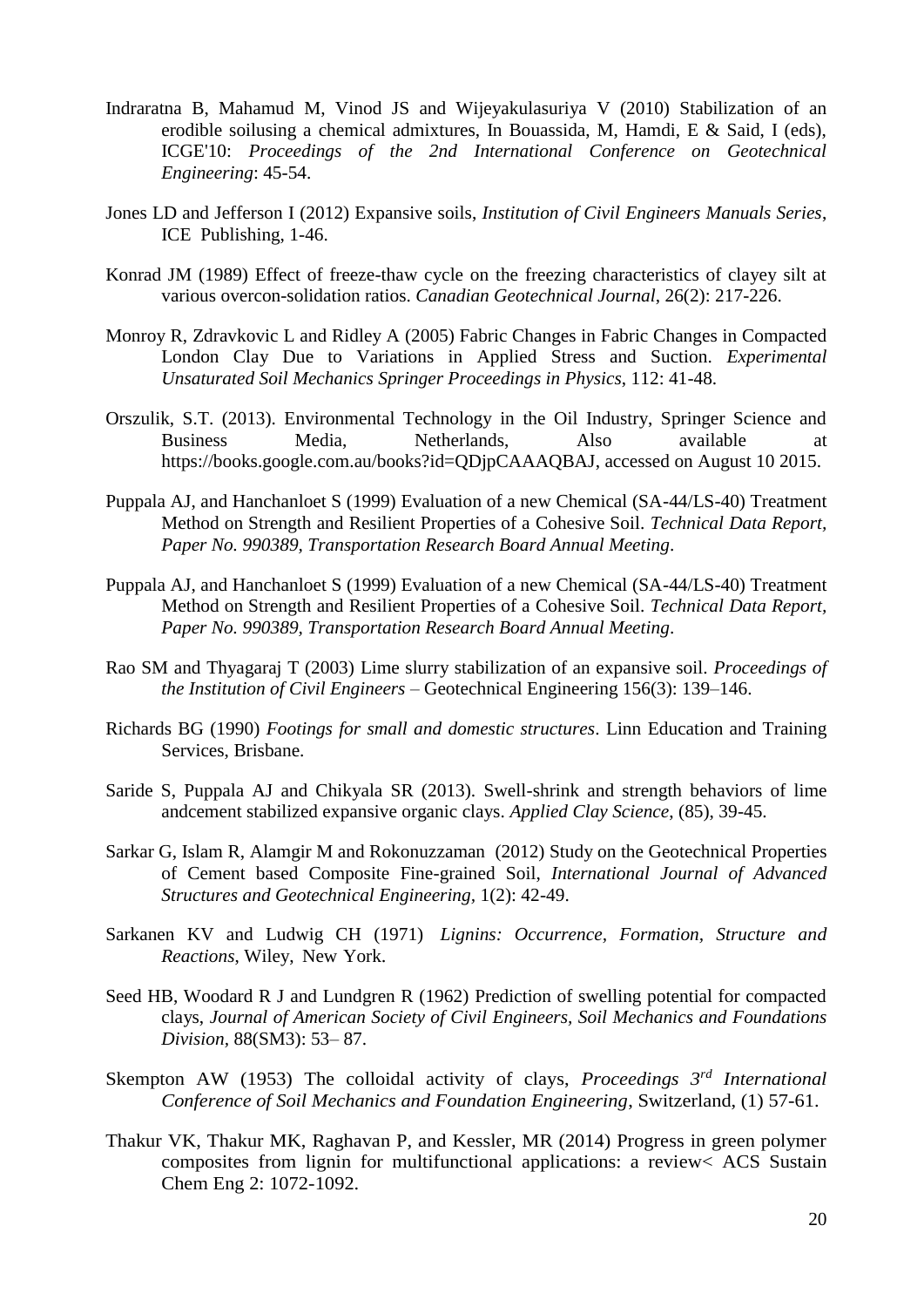Indraratna B, Mahamud M, Vinod JS and Wijeyakulasuriya V (2010) Stabilization of an erodible soilusing a chemical admixtures, In Bouassida, M, Hamdi, E & Said, I (eds), ICGE'10: *Proceedings of the 2nd International Conference on Geotechnical Engineering*: 45-54.

Jones LD and Jefferson I (2012) Expansive soils, *Institution of Civil Engineers Manuals Series*, ICE Publishing, 1-46.

Konrad JM (1989) Effect of freeze-thaw cycle on the freezing characteristics of clayey silt at various overcon-solidation ratios. *Canadian Geotechnical Journal*, 26(2): 217-226.

Monroy R, Zdravkovic L and Ridley A (2005) Fabric Changes in Fabric Changes in Compacted London Clay Due to Variations in Applied Stress and Suction. *Experimental Unsaturated Soil Mechanics Springer Proceedings in Physics*, 112: 41-48.

Orszulik, S.T. (2013). Environmental Technology in the Oil Industry, Springer Science and Business Media, Netherlands, Also available at https://books.google.com.au/books?id=QDjpCAAAQBAJ, accessed on August 10 2015.

Puppala AJ, and Hanchanloet S (1999) Evaluation of a new Chemical (SA-44/LS-40) Treatment Method on Strength and Resilient Properties of a Cohesive Soil. *Technical Data Report, Paper No. 990389, Transportation Research Board Annual Meeting*.

Puppala AJ, and Hanchanloet S (1999) Evaluation of a new Chemical (SA-44/LS-40) Treatment Method on Strength and Resilient Properties of a Cohesive Soil. *Technical Data Report, Paper No. 990389, Transportation Research Board Annual Meeting*.

Rao SM and Thyagaraj T (2003) Lime slurry stabilization of an expansive soil. *Proceedings of the Institution of Civil Engineers* – Geotechnical Engineering 156(3): 139–146.

Richards BG (1990) *Footings for small and domestic structures*. Linn Education and Training Services, Brisbane.

Saride S, Puppala AJ and Chikyala SR (2013). Swell-shrink and strength behaviors of lime andcement stabilized expansive organic clays. *Applied Clay Science*, (85), 39-45.

Sarkar G, Islam R, Alamgir M and Rokonuzzaman (2012) Study on the Geotechnical Properties of Cement based Composite Fine-grained Soil, *International Journal of Advanced Structures and Geotechnical Engineering,* 1(2): 42-49.

Sarkanen KV and Ludwig CH (1971) *Lignins: Occurrence, Formation, Structure and Reactions*, Wiley, New York.

Seed HB, Woodard R J and Lundgren R (1962) Prediction of swelling potential for compacted clays, *Journal of American Society of Civil Engineers, Soil Mechanics and Foundations Division*, 88(SM3): 53– 87.

Skempton AW (1953) The colloidal activity of clays, *Proceedings 3rd International Conference of Soil Mechanics and Foundation Engineering*, Switzerland, (1) 57-61.

Thakur VK, Thakur MK, Raghavan P, and Kessler, MR (2014) Progress in green polymer composites from lignin for multifunctional applications: a review< ACS Sustain Chem Eng 2: 1072-1092.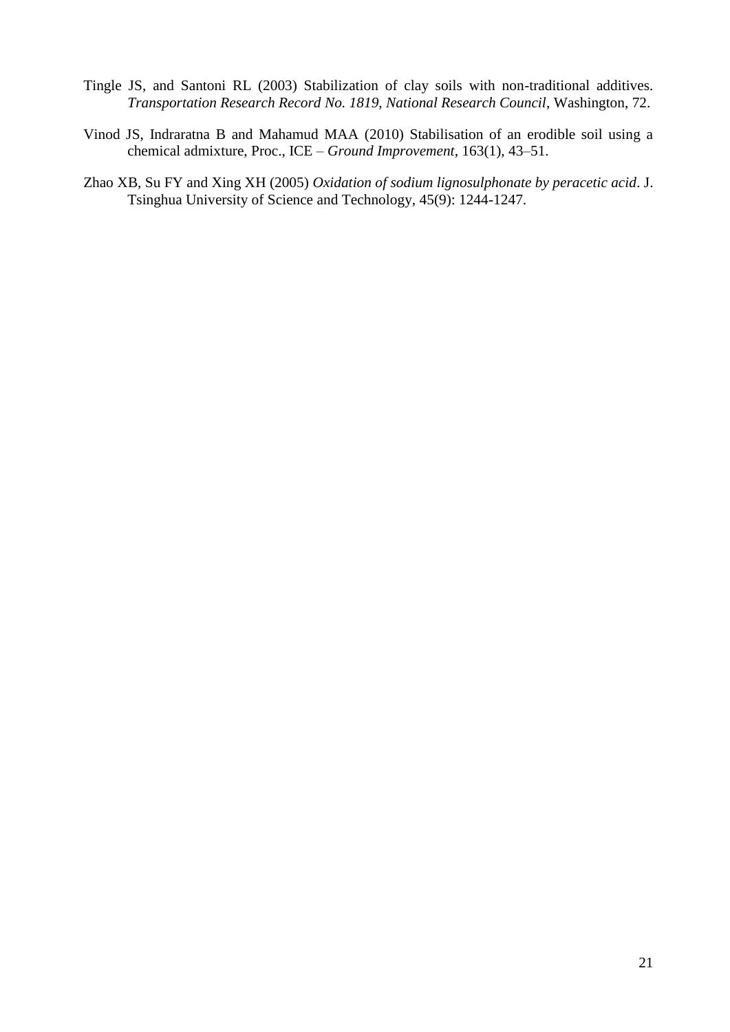Tingle JS, and Santoni RL (2003) Stabilization of clay soils with non-traditional additives. *Transportation Research Record No. 1819, National Research Council*, Washington, 72.

Vinod JS, Indraratna B and Mahamud MAA (2010) Stabilisation of an erodible soil using a chemical admixture, Proc., ICE – *Ground Improvement*, 163(1), 43–51.

Zhao XB, Su FY and Xing XH (2005) *Oxidation of sodium lignosulphonate by peracetic acid*. J. Tsinghua University of Science and Technology, 45(9): 1244-1247.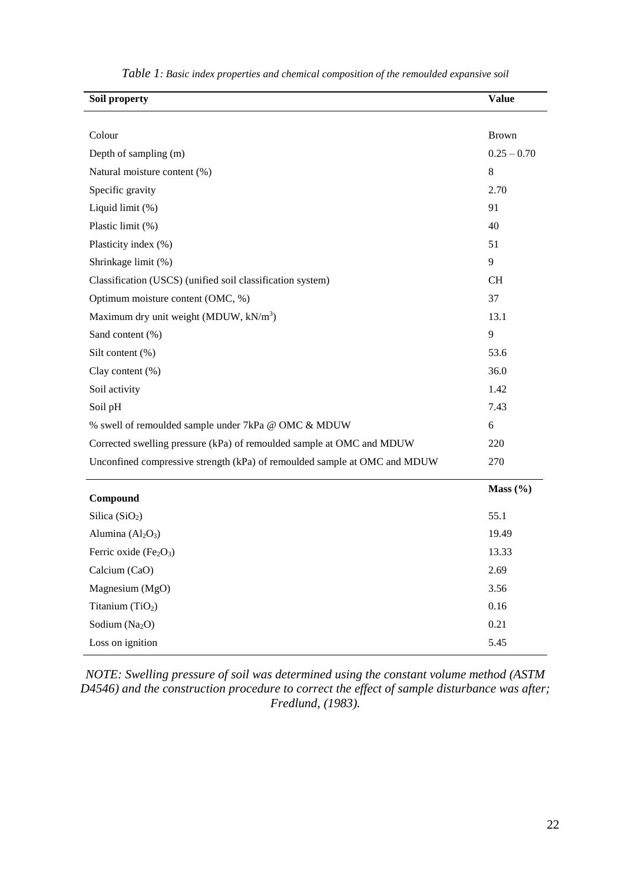*Table 1: Basic index properties and chemical composition of the remoulded expansive soil*

| Soil property | Value |
|---|---|
| Colour | Brown |
| Depth of sampling (m) | 0.25 – 0.70 |
| Natural moisture content (%) | 8 |
| Specific gravity | 2.70 |
| Liquid limit (%) | 91 |
| Plastic limit (%) | 40 |
| Plasticity index (%) | 51 |
| Shrinkage limit (%) | 9 |
| Classification (USCS) (unified soil classification system) | CH |
| Optimum moisture content (OMC, %) | 37 |
| Maximum dry unit weight (MDUW, $kN/m^3$) | 13.1 |
| Sand content (%) | 9 |
| Silt content (%) | 53.6 |
| Clay content (%) | 36.0 |
| Soil activity | 1.42 |
| Soil pH | 7.43 |
| % swell of remoulded sample under 7kPa @ OMC & MDUW | 6 |
| Corrected swelling pressure (kPa) of remoulded sample at OMC and MDUW | 220 |
| Unconfined compressive strength (kPa) of remoulded sample at OMC and MDUW | 270 |
| **Compound** | **Mass (%)** |
| Silica ($SiO_2$) | 55.1 |
| Alumina ($Al_2O_3$) | 19.49 |
| Ferric oxide ($Fe_2O_3$) | 13.33 |
| Calcium (CaO) | 2.69 |
| Magnesium (MgO) | 3.56 |
| Titanium ($TiO_2$) | 0.16 |
| Sodium ($Na_2O$) | 0.21 |
| Loss on ignition | 5.45 |

*NOTE: Swelling pressure of soil was determined using the constant volume method (ASTM D4546) and the construction procedure to correct the effect of sample disturbance was after; Fredlund, (1983).*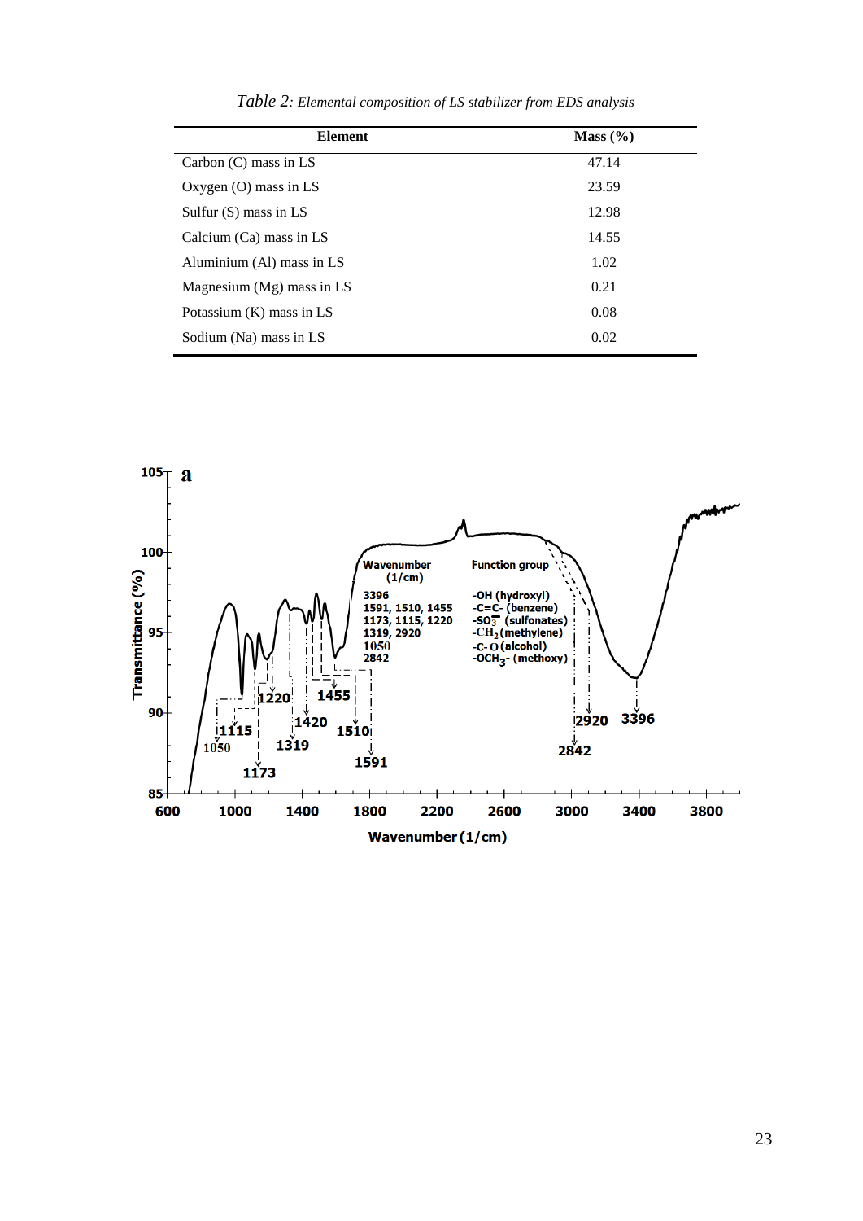*Table 2: Elemental composition of LS stabilizer from EDS analysis*

| Element | Mass (%) |
|---|---|
| Carbon (C) mass in LS | 47.14 |
| Oxygen (O) mass in LS | 23.59 |
| Sulfur (S) mass in LS | 12.98 |
| Calcium (Ca) mass in LS | 14.55 |
| Aluminium (Al) mass in LS | 1.02 |
| Magnesium (Mg) mass in LS | 0.21 |
| Potassium (K) mass in LS | 0.08 |
| Sodium (Na) mass in LS | 0.02 |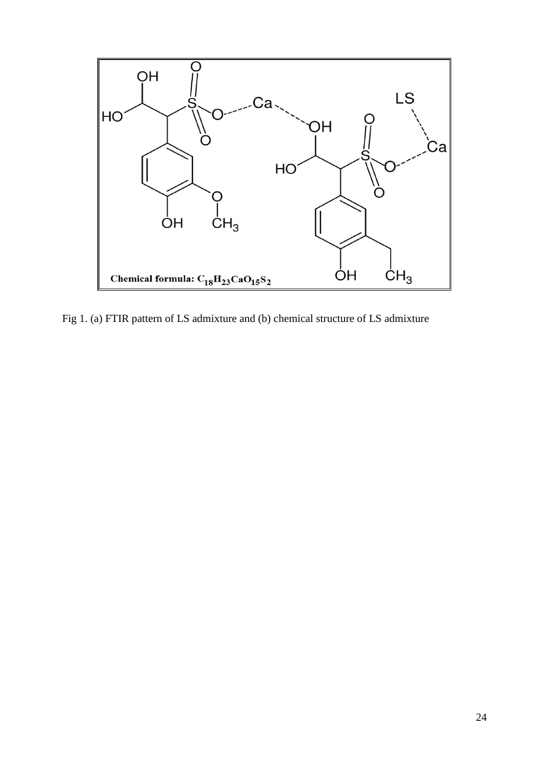Chemical formula: $C_{18}H_{23}CaO_{15}S_2$

Fig 1. (a) FTIR pattern of LS admixture and (b) chemical structure of LS admixture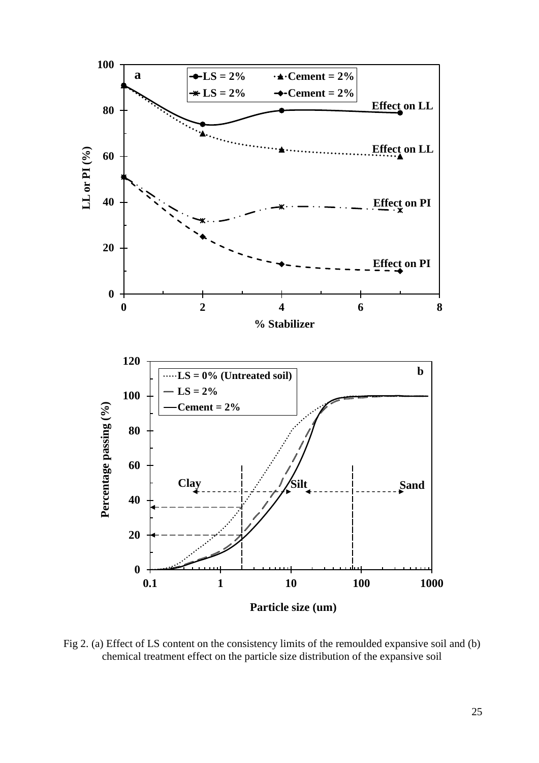Fig 2. (a) Effect of LS content on the consistency limits of the remoulded expansive soil and (b) chemical treatment effect on the particle size distribution of the expansive soil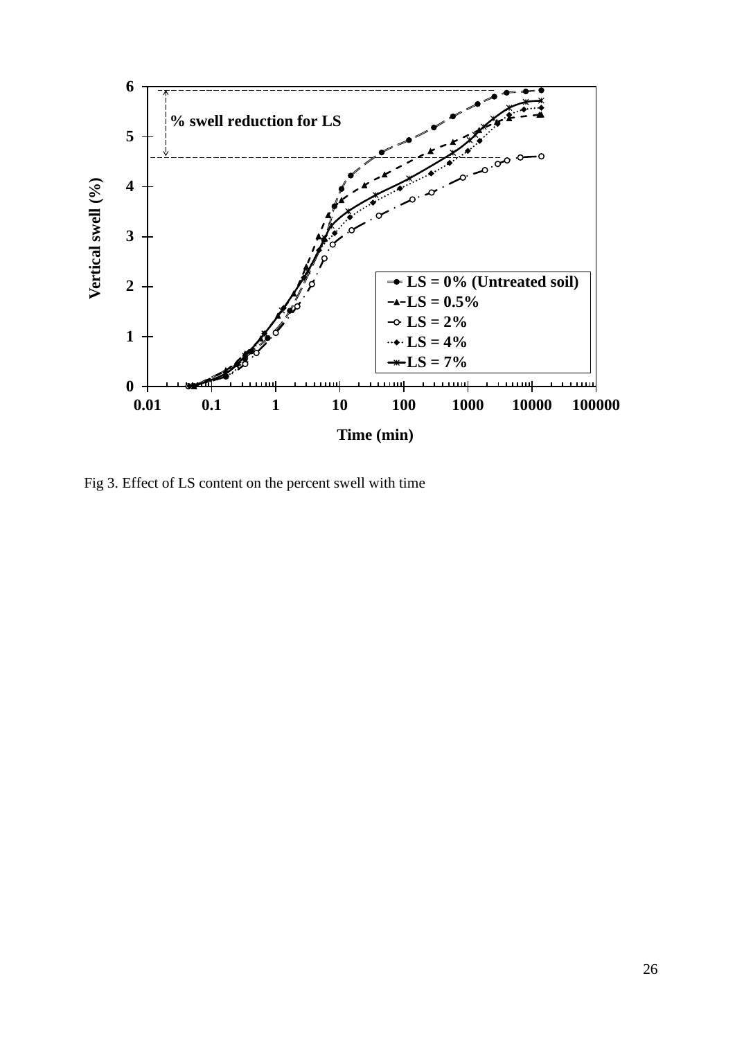Fig 3. Effect of LS content on the percent swell with time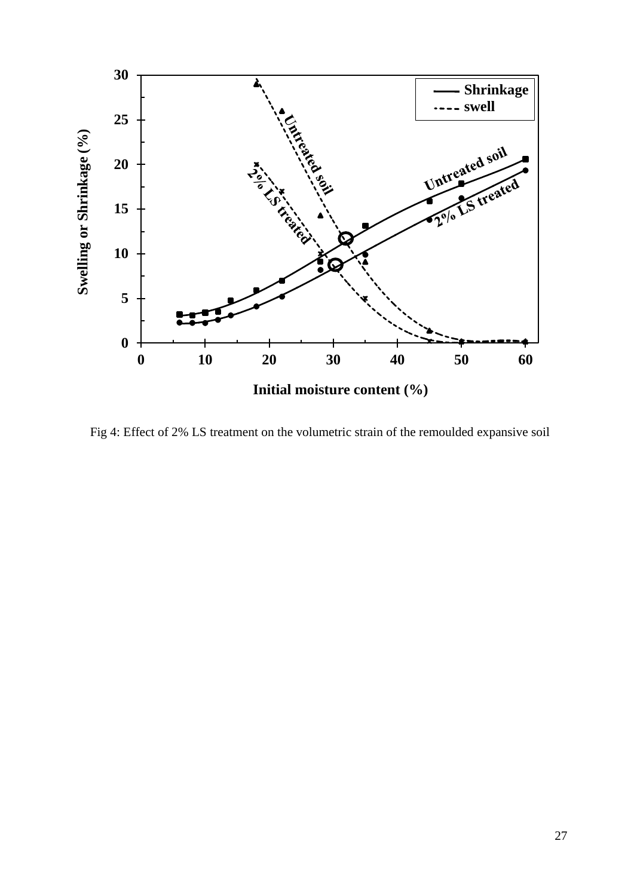Fig 4: Effect of 2% LS treatment on the volumetric strain of the remoulded expansive soil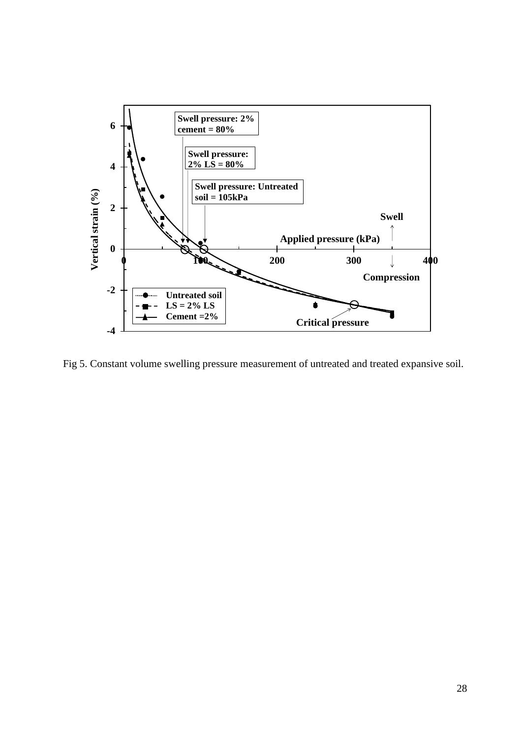Fig 5. Constant volume swelling pressure measurement of untreated and treated expansive soil.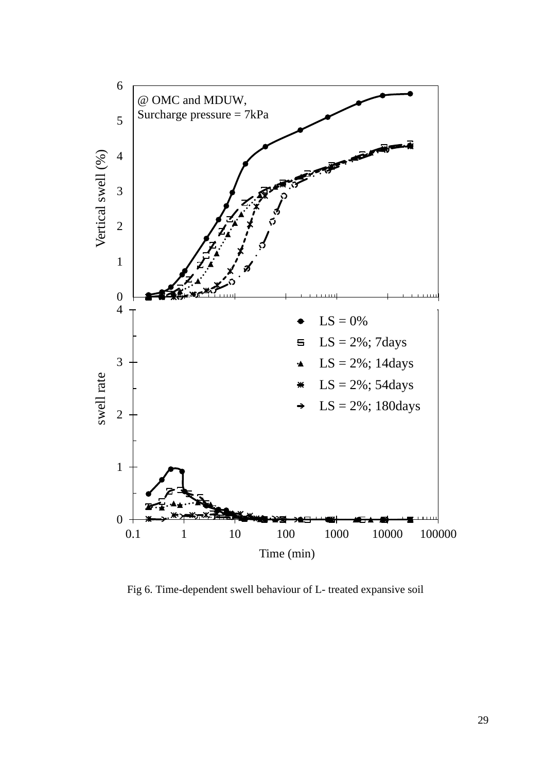Fig 6. Time-dependent swell behaviour of L- treated expansive soil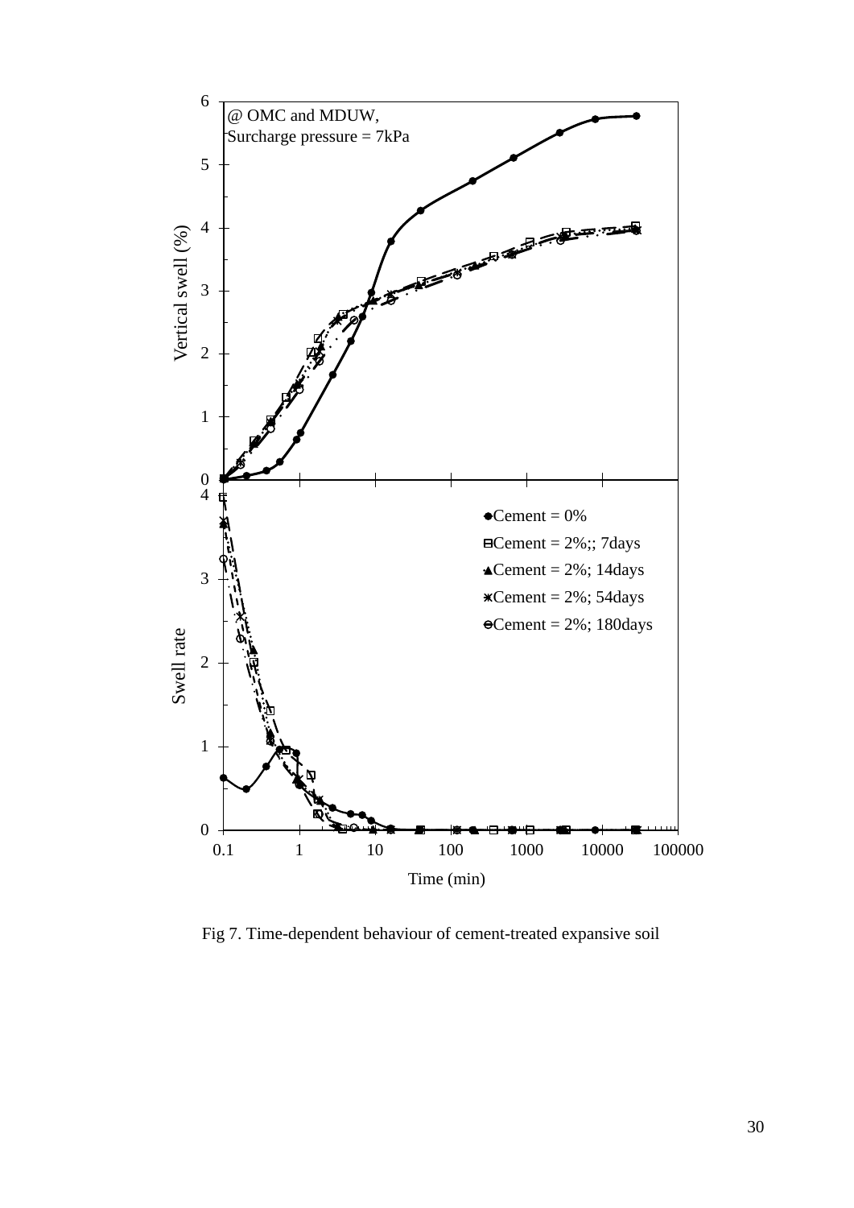Fig 7. Time-dependent behaviour of cement-treated expansive soil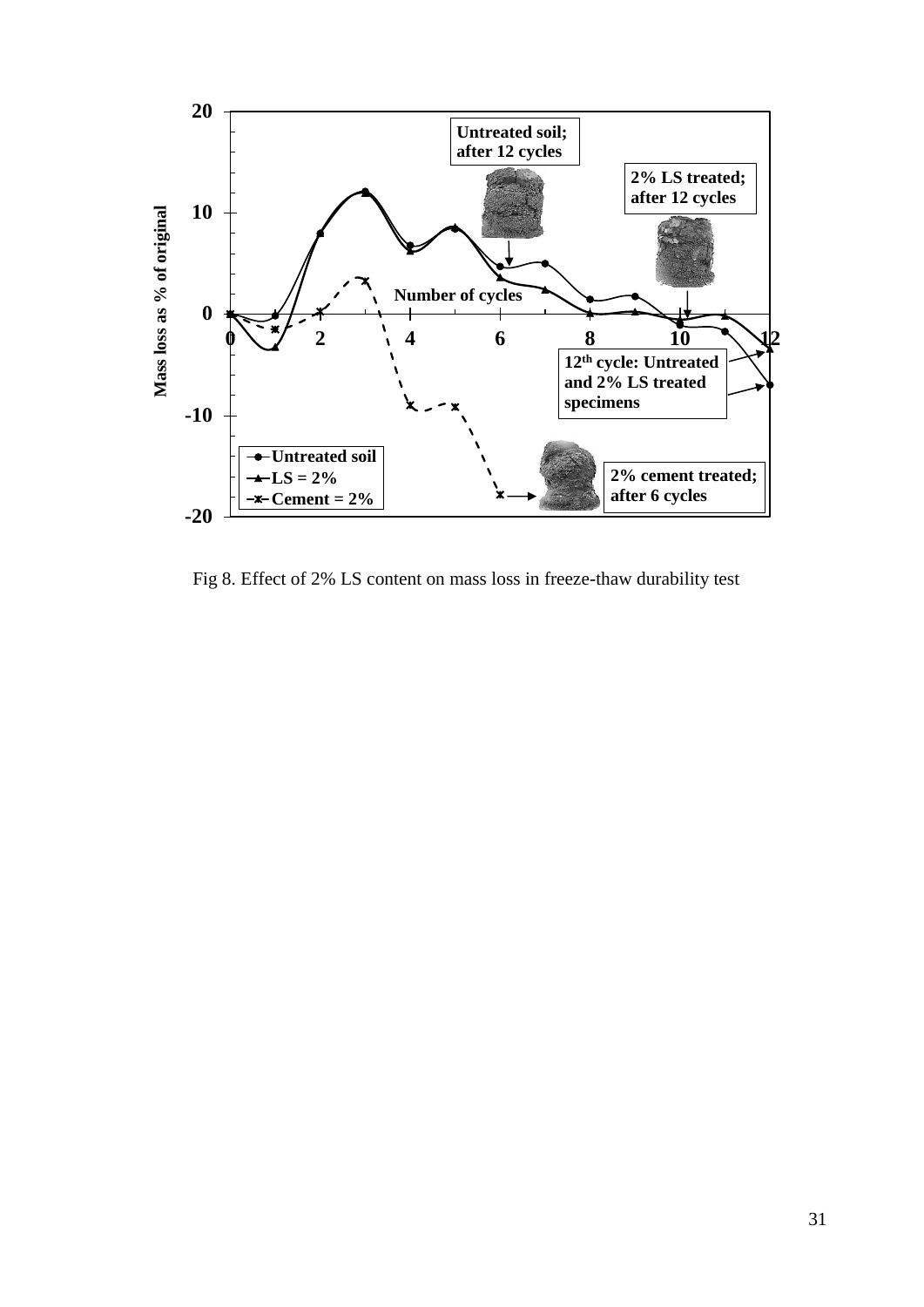Fig 8. Effect of 2% LS content on mass loss in freeze-thaw durability test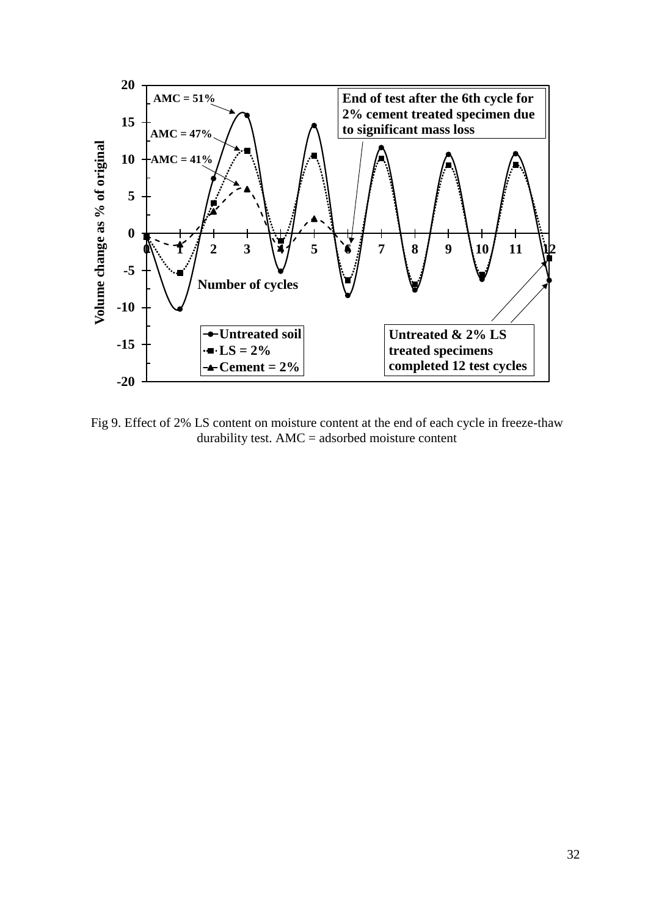Fig 9. Effect of 2% LS content on moisture content at the end of each cycle in freeze-thaw durability test. AMC = adsorbed moisture content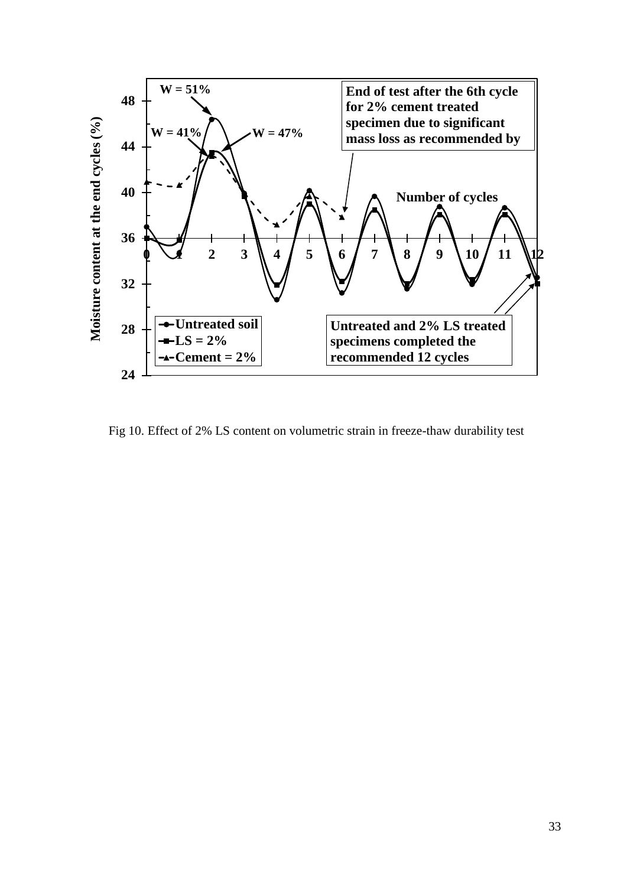Fig 10. Effect of 2% LS content on volumetric strain in freeze-thaw durability test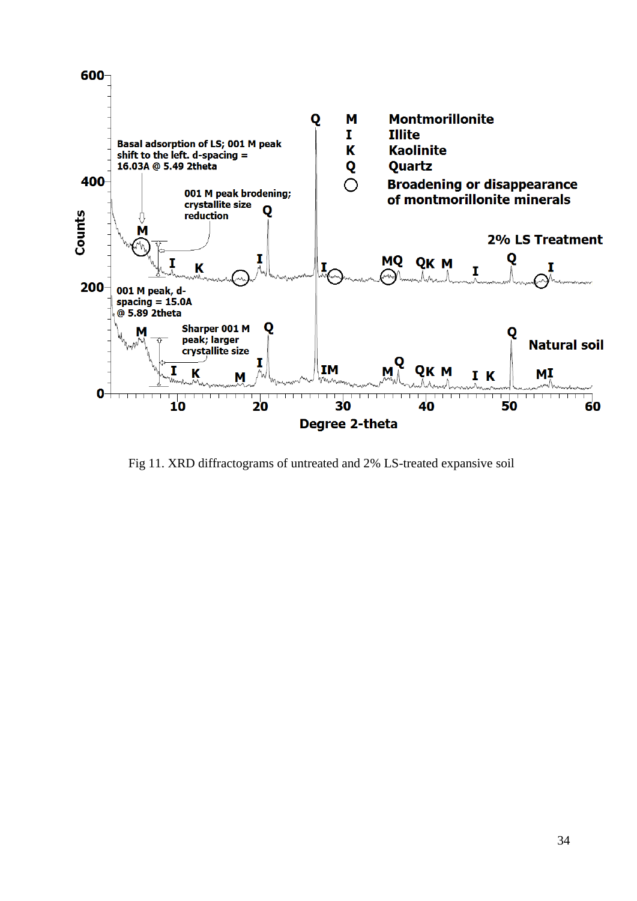Fig 11. XRD diffractograms of untreated and 2% LS-treated expansive soil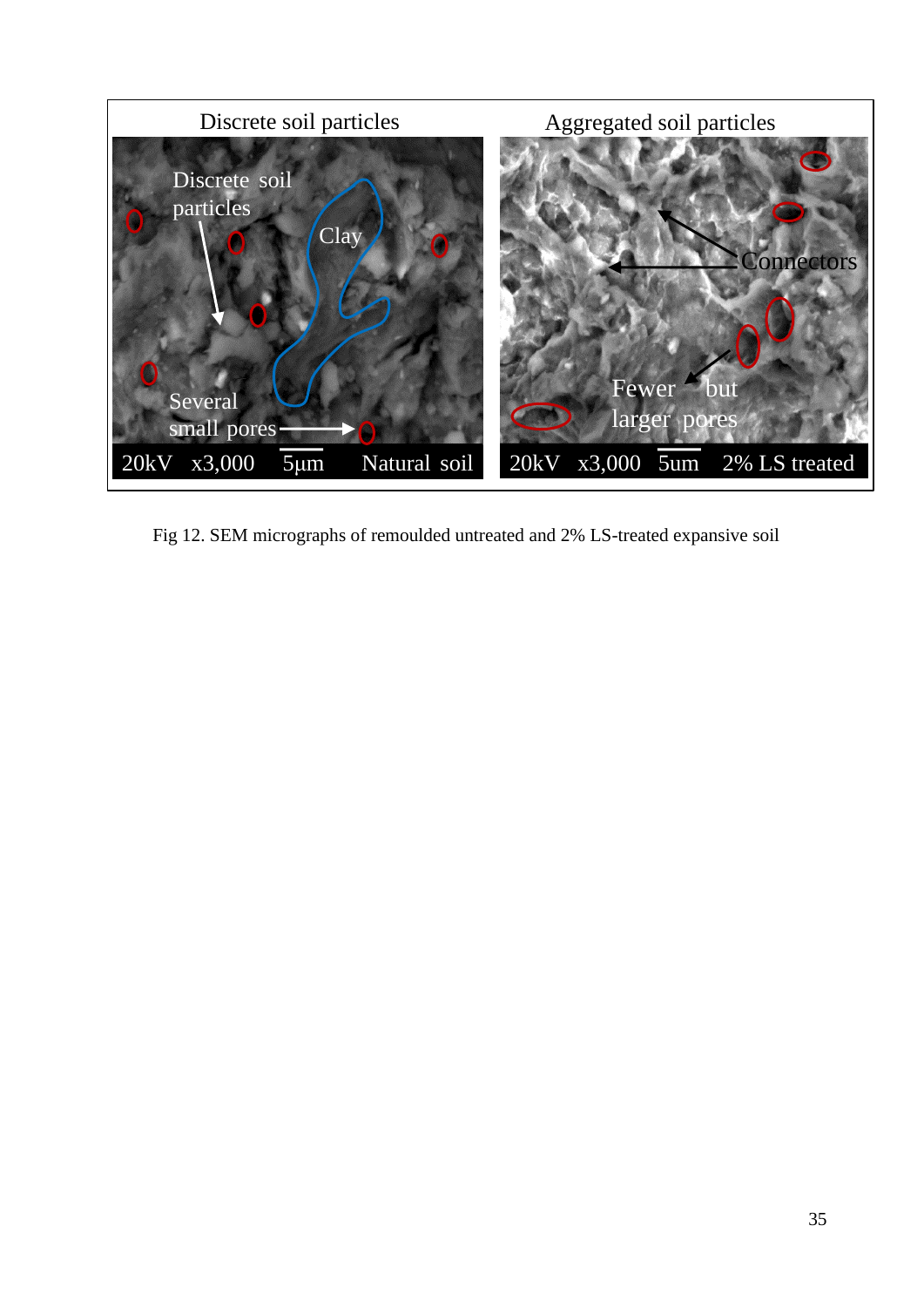Discrete soil particles

Discrete soil particles

Clay

Several small pores

20kV x3,000 5μm Natural soil

Aggregated soil particles

Connectors

Fewer but larger pores

20kV x3,000 5um 2% LS treated

Fig 12. SEM micrographs of remoulded untreated and 2% LS-treated expansive soil